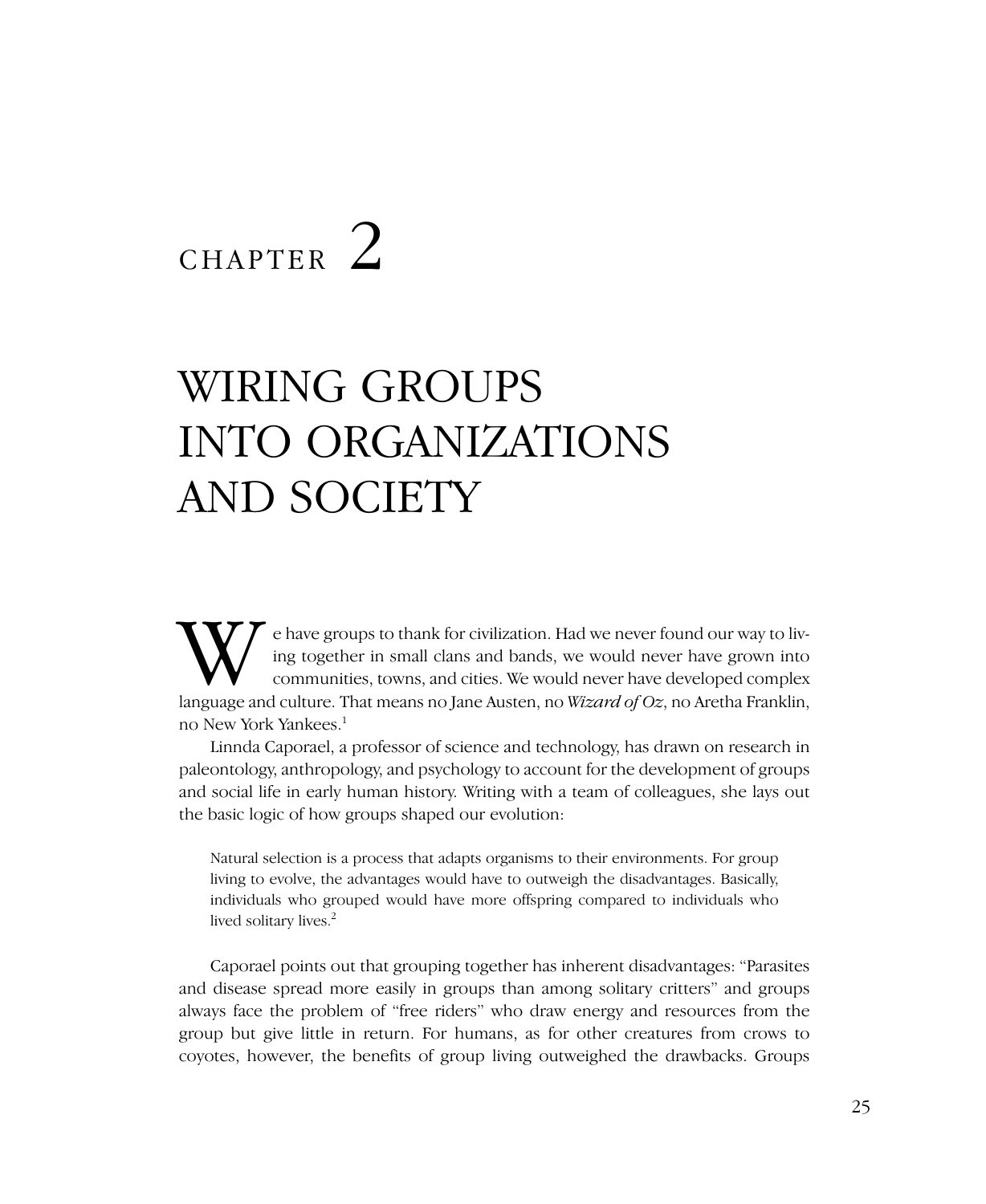# CHAPTER 2

# WIRING GROUPS INTO ORGANIZATIONS AND SOCIETY

We have groups to thank for civilization. Had we never found our way to living together in small clans and bands, we would never have grown into communities, towns, and cities. We would never have developed complex language and culture. That means no Jane Austen, no *Wizard of Oz*, no Aretha Franklin, no New York Yankees.[1]

Linnda Caporael, a professor of science and technology, has drawn on research in paleontology, anthropology, and psychology to account for the development of groups and social life in early human history. Writing with a team of colleagues, she lays out the basic logic of how groups shaped our evolution:

> Natural selection is a process that adapts organisms to their environments. For group living to evolve, the advantages would have to outweigh the disadvantages. Basically, individuals who grouped would have more offspring compared to individuals who lived solitary lives.[2]

Caporael points out that grouping together has inherent disadvantages: "Parasites and disease spread more easily in groups than among solitary critters" and groups always face the problem of "free riders" who draw energy and resources from the group but give little in return. For humans, as for other creatures from crows to coyotes, however, the benefits of group living outweighed the drawbacks. Groups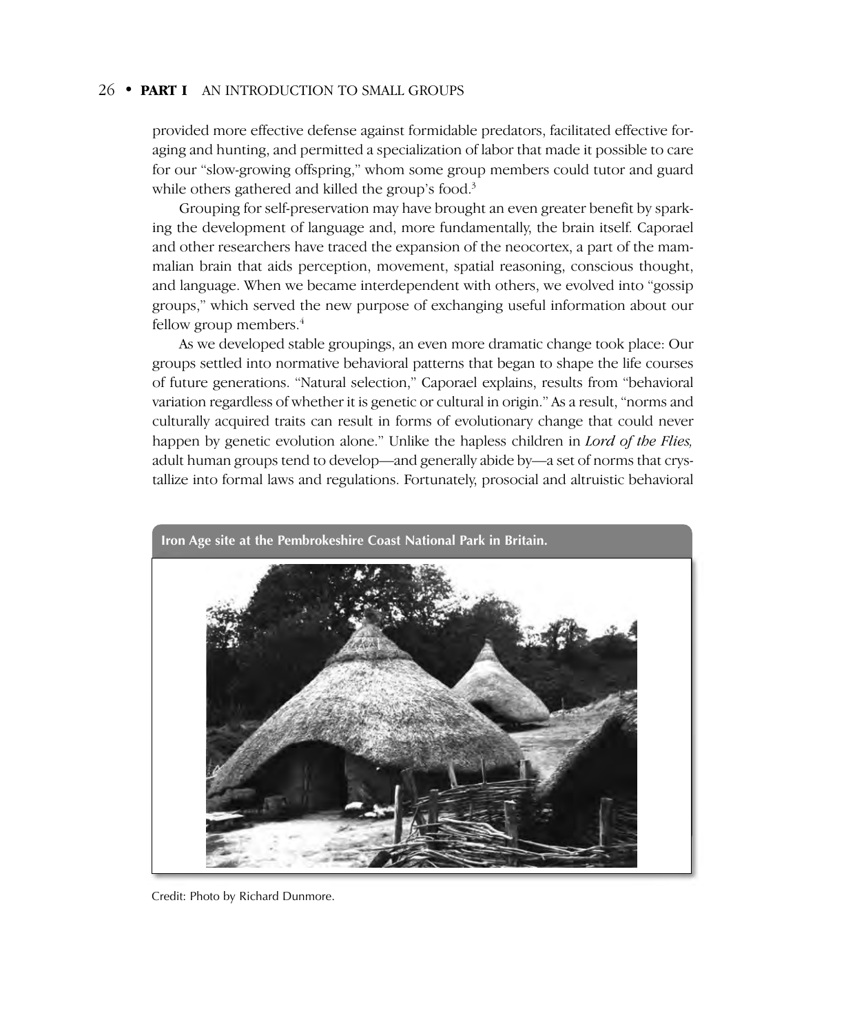provided more effective defense against formidable predators, facilitated effective foraging and hunting, and permitted a specialization of labor that made it possible to care for our "slow-growing offspring," whom some group members could tutor and guard while others gathered and killed the group's food.[3]

Grouping for self-preservation may have brought an even greater benefit by sparking the development of language and, more fundamentally, the brain itself. Caporael and other researchers have traced the expansion of the neocortex, a part of the mammalian brain that aids perception, movement, spatial reasoning, conscious thought, and language. When we became interdependent with others, we evolved into "gossip groups," which served the new purpose of exchanging useful information about our fellow group members.[4]

As we developed stable groupings, an even more dramatic change took place: Our groups settled into normative behavioral patterns that began to shape the life courses of future generations. "Natural selection," Caporael explains, results from "behavioral variation regardless of whether it is genetic or cultural in origin." As a result, "norms and culturally acquired traits can result in forms of evolutionary change that could never happen by genetic evolution alone." Unlike the hapless children in *Lord of the Flies,* adult human groups tend to develop—and generally abide by—a set of norms that crystallize into formal laws and regulations. Fortunately, prosocial and altruistic behavioral

**Iron Age site at the Pembrokeshire Coast National Park in Britain.**

Credit: Photo by Richard Dunmore.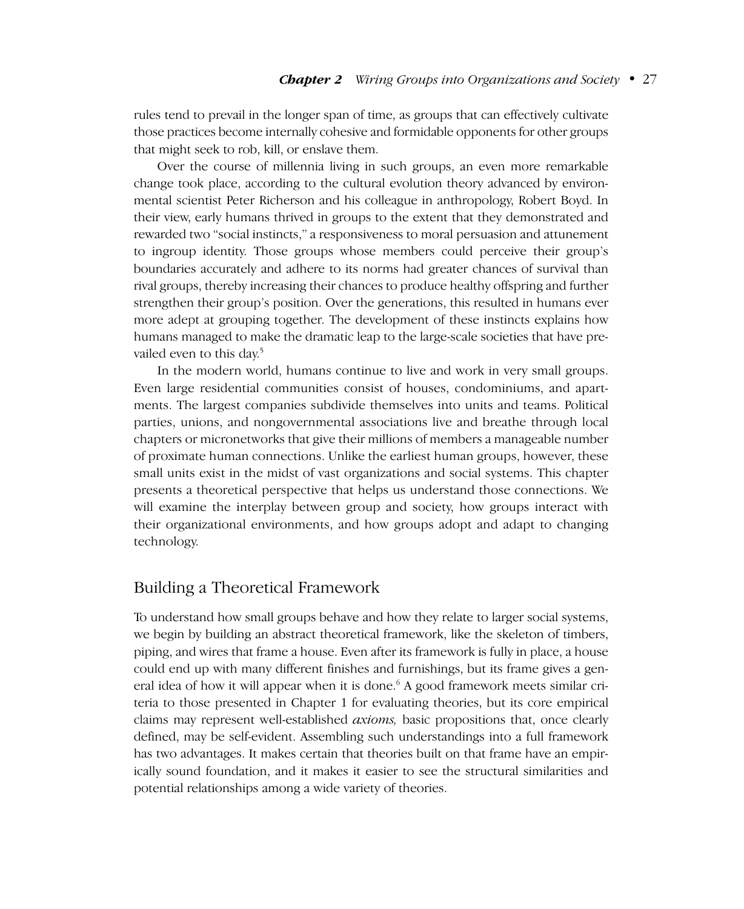rules tend to prevail in the longer span of time, as groups that can effectively cultivate those practices become internally cohesive and formidable opponents for other groups that might seek to rob, kill, or enslave them.

Over the course of millennia living in such groups, an even more remarkable change took place, according to the cultural evolution theory advanced by environmental scientist Peter Richerson and his colleague in anthropology, Robert Boyd. In their view, early humans thrived in groups to the extent that they demonstrated and rewarded two "social instincts," a responsiveness to moral persuasion and attunement to ingroup identity. Those groups whose members could perceive their group's boundaries accurately and adhere to its norms had greater chances of survival than rival groups, thereby increasing their chances to produce healthy offspring and further strengthen their group's position. Over the generations, this resulted in humans ever more adept at grouping together. The development of these instincts explains how humans managed to make the dramatic leap to the large-scale societies that have prevailed even to this day.[5]

In the modern world, humans continue to live and work in very small groups. Even large residential communities consist of houses, condominiums, and apartments. The largest companies subdivide themselves into units and teams. Political parties, unions, and nongovernmental associations live and breathe through local chapters or micronetworks that give their millions of members a manageable number of proximate human connections. Unlike the earliest human groups, however, these small units exist in the midst of vast organizations and social systems. This chapter presents a theoretical perspective that helps us understand those connections. We will examine the interplay between group and society, how groups interact with their organizational environments, and how groups adopt and adapt to changing technology.

## Building a Theoretical Framework

To understand how small groups behave and how they relate to larger social systems, we begin by building an abstract theoretical framework, like the skeleton of timbers, piping, and wires that frame a house. Even after its framework is fully in place, a house could end up with many different finishes and furnishings, but its frame gives a general idea of how it will appear when it is done.[6] A good framework meets similar criteria to those presented in Chapter 1 for evaluating theories, but its core empirical claims may represent well-established *axioms,* basic propositions that, once clearly defined, may be self-evident. Assembling such understandings into a full framework has two advantages. It makes certain that theories built on that frame have an empirically sound foundation, and it makes it easier to see the structural similarities and potential relationships among a wide variety of theories.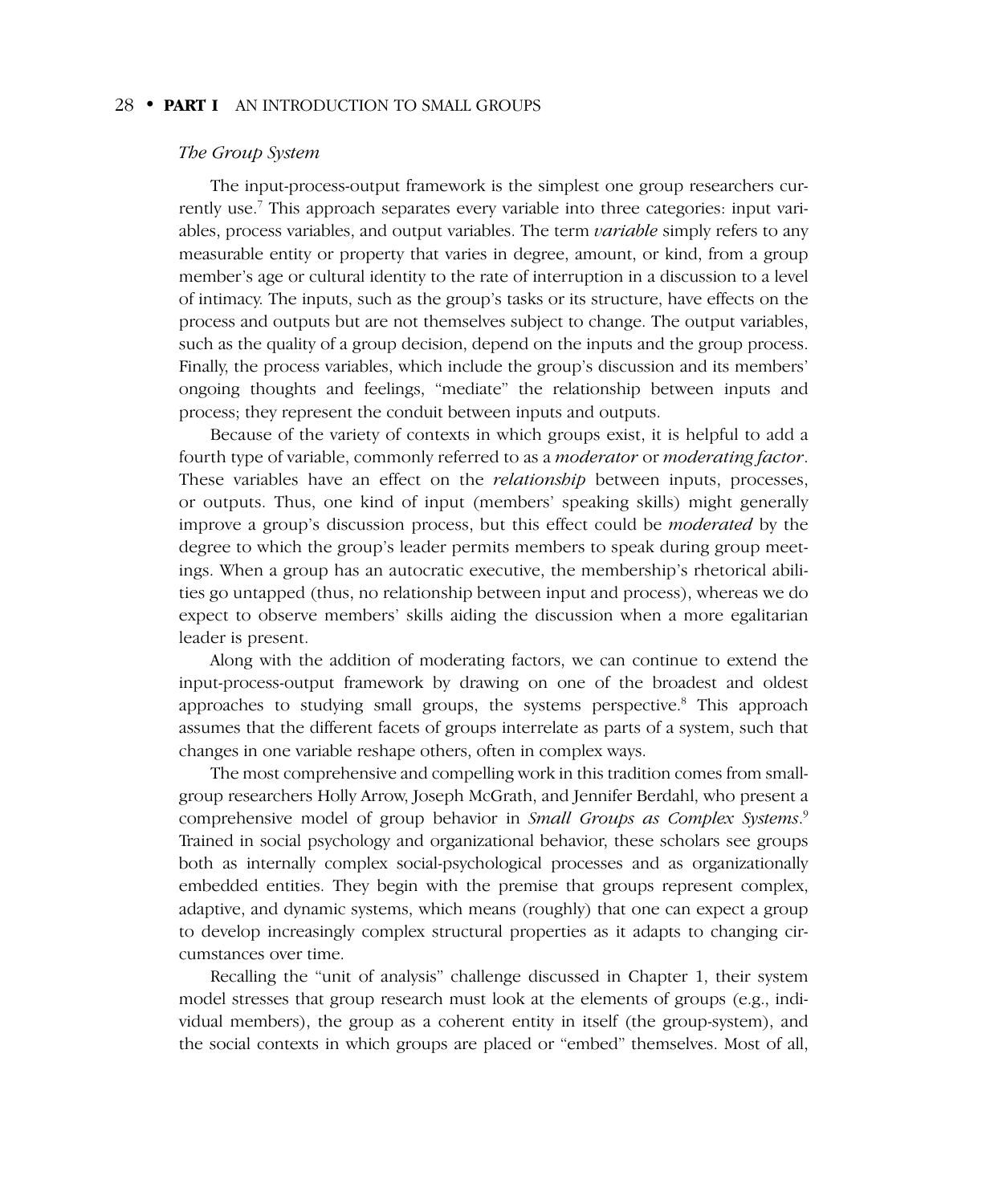*The Group System*

The input-process-output framework is the simplest one group researchers currently use.[7] This approach separates every variable into three categories: input variables, process variables, and output variables. The term *variable* simply refers to any measurable entity or property that varies in degree, amount, or kind, from a group member's age or cultural identity to the rate of interruption in a discussion to a level of intimacy. The inputs, such as the group's tasks or its structure, have effects on the process and outputs but are not themselves subject to change. The output variables, such as the quality of a group decision, depend on the inputs and the group process. Finally, the process variables, which include the group's discussion and its members' ongoing thoughts and feelings, "mediate" the relationship between inputs and process; they represent the conduit between inputs and outputs.

Because of the variety of contexts in which groups exist, it is helpful to add a fourth type of variable, commonly referred to as a *moderator* or *moderating factor*. These variables have an effect on the *relationship* between inputs, processes, or outputs. Thus, one kind of input (members' speaking skills) might generally improve a group's discussion process, but this effect could be *moderated* by the degree to which the group's leader permits members to speak during group meetings. When a group has an autocratic executive, the membership's rhetorical abilities go untapped (thus, no relationship between input and process), whereas we do expect to observe members' skills aiding the discussion when a more egalitarian leader is present.

Along with the addition of moderating factors, we can continue to extend the input-process-output framework by drawing on one of the broadest and oldest approaches to studying small groups, the systems perspective.[8] This approach assumes that the different facets of groups interrelate as parts of a system, such that changes in one variable reshape others, often in complex ways.

The most comprehensive and compelling work in this tradition comes from small-group researchers Holly Arrow, Joseph McGrath, and Jennifer Berdahl, who present a comprehensive model of group behavior in *Small Groups as Complex Systems*.[9] Trained in social psychology and organizational behavior, these scholars see groups both as internally complex social-psychological processes and as organizationally embedded entities. They begin with the premise that groups represent complex, adaptive, and dynamic systems, which means (roughly) that one can expect a group to develop increasingly complex structural properties as it adapts to changing circumstances over time.

Recalling the "unit of analysis" challenge discussed in Chapter 1, their system model stresses that group research must look at the elements of groups (e.g., individual members), the group as a coherent entity in itself (the group-system), and the social contexts in which groups are placed or "embed" themselves. Most of all,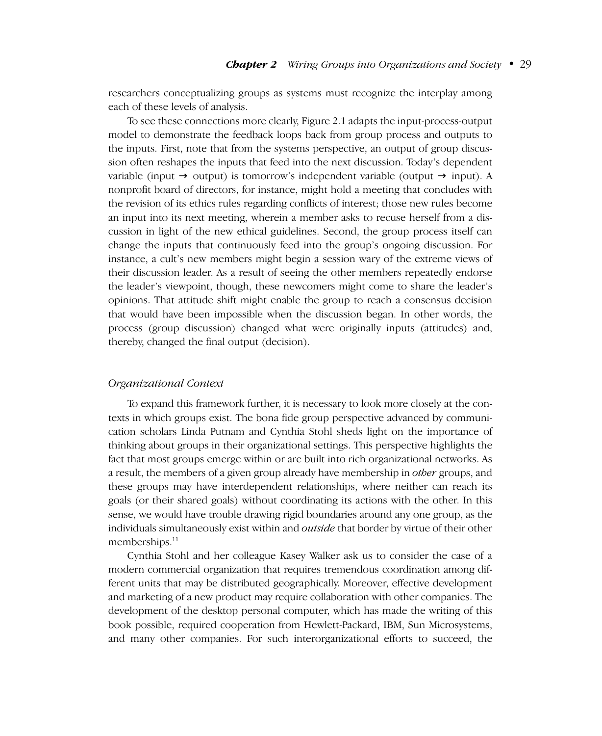researchers conceptualizing groups as systems must recognize the interplay among each of these levels of analysis.

To see these connections more clearly, Figure 2.1 adapts the input-process-output model to demonstrate the feedback loops back from group process and outputs to the inputs. First, note that from the systems perspective, an output of group discussion often reshapes the inputs that feed into the next discussion. Today's dependent variable (input → output) is tomorrow's independent variable (output → input). A nonprofit board of directors, for instance, might hold a meeting that concludes with the revision of its ethics rules regarding conflicts of interest; those new rules become an input into its next meeting, wherein a member asks to recuse herself from a discussion in light of the new ethical guidelines. Second, the group process itself can change the inputs that continuously feed into the group's ongoing discussion. For instance, a cult's new members might begin a session wary of the extreme views of their discussion leader. As a result of seeing the other members repeatedly endorse the leader's viewpoint, though, these newcomers might come to share the leader's opinions. That attitude shift might enable the group to reach a consensus decision that would have been impossible when the discussion began. In other words, the process (group discussion) changed what were originally inputs (attitudes) and, thereby, changed the final output (decision).

### *Organizational Context*

To expand this framework further, it is necessary to look more closely at the contexts in which groups exist. The bona fide group perspective advanced by communication scholars Linda Putnam and Cynthia Stohl sheds light on the importance of thinking about groups in their organizational settings. This perspective highlights the fact that most groups emerge within or are built into rich organizational networks. As a result, the members of a given group already have membership in *other* groups, and these groups may have interdependent relationships, where neither can reach its goals (or their shared goals) without coordinating its actions with the other. In this sense, we would have trouble drawing rigid boundaries around any one group, as the individuals simultaneously exist within and *outside* that border by virtue of their other memberships.[11]

Cynthia Stohl and her colleague Kasey Walker ask us to consider the case of a modern commercial organization that requires tremendous coordination among different units that may be distributed geographically. Moreover, effective development and marketing of a new product may require collaboration with other companies. The development of the desktop personal computer, which has made the writing of this book possible, required cooperation from Hewlett-Packard, IBM, Sun Microsystems, and many other companies. For such interorganizational efforts to succeed, the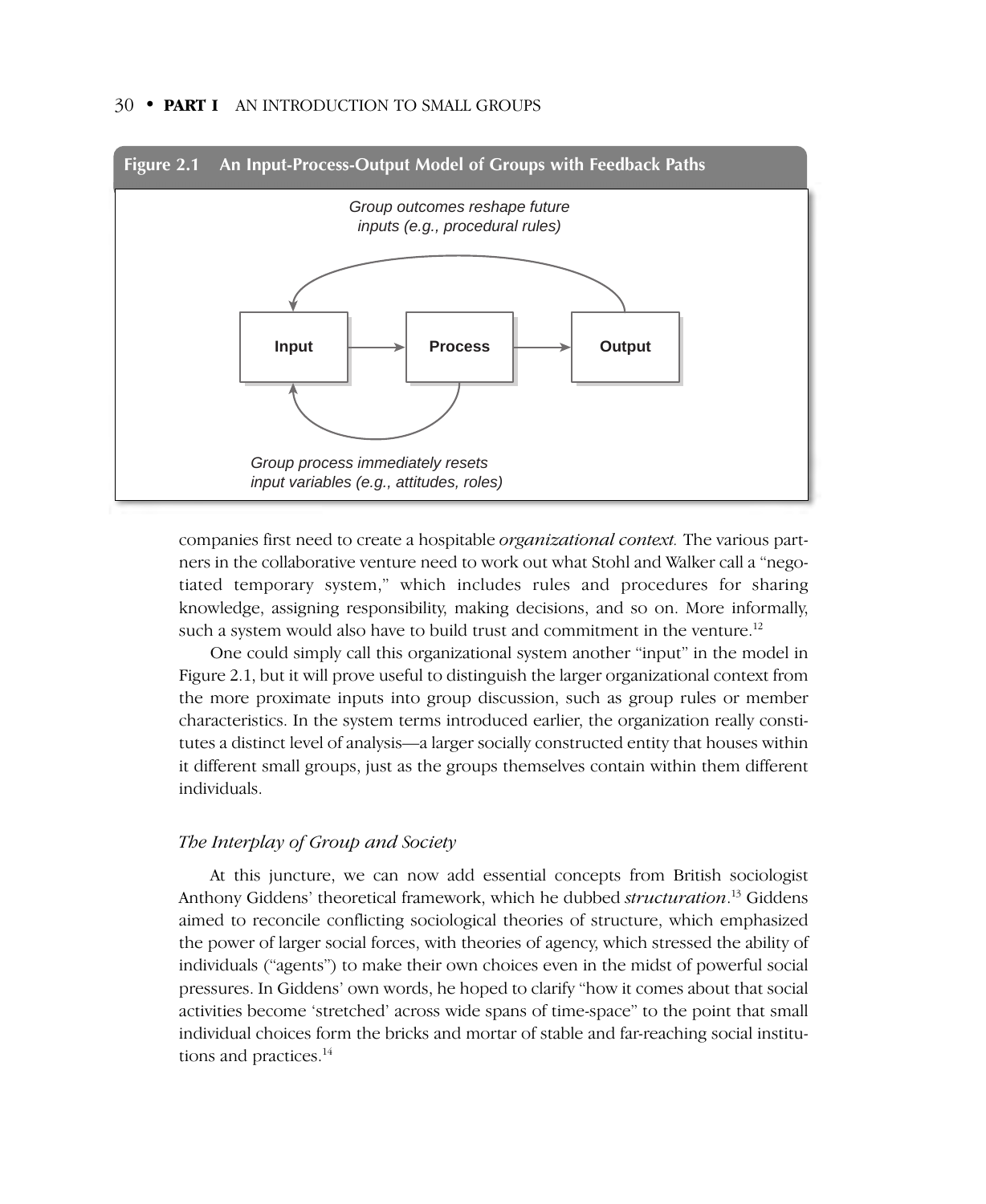**Figure 2.1 An Input-Process-Output Model of Groups with Feedback Paths**

Group outcomes reshape future inputs (e.g., procedural rules)

Input → Process → Output

Group process immediately resets input variables (e.g., attitudes, roles)

companies first need to create a hospitable *organizational context.* The various partners in the collaborative venture need to work out what Stohl and Walker call a "negotiated temporary system," which includes rules and procedures for sharing knowledge, assigning responsibility, making decisions, and so on. More informally, such a system would also have to build trust and commitment in the venture.[12]

One could simply call this organizational system another "input" in the model in Figure 2.1, but it will prove useful to distinguish the larger organizational context from the more proximate inputs into group discussion, such as group rules or member characteristics. In the system terms introduced earlier, the organization really constitutes a distinct level of analysis—a larger socially constructed entity that houses within it different small groups, just as the groups themselves contain within them different individuals.

### *The Interplay of Group and Society*

At this juncture, we can now add essential concepts from British sociologist Anthony Giddens' theoretical framework, which he dubbed *structuration*.[13] Giddens aimed to reconcile conflicting sociological theories of structure, which emphasized the power of larger social forces, with theories of agency, which stressed the ability of individuals ("agents") to make their own choices even in the midst of powerful social pressures. In Giddens' own words, he hoped to clarify "how it comes about that social activities become 'stretched' across wide spans of time-space" to the point that small individual choices form the bricks and mortar of stable and far-reaching social institutions and practices.[14]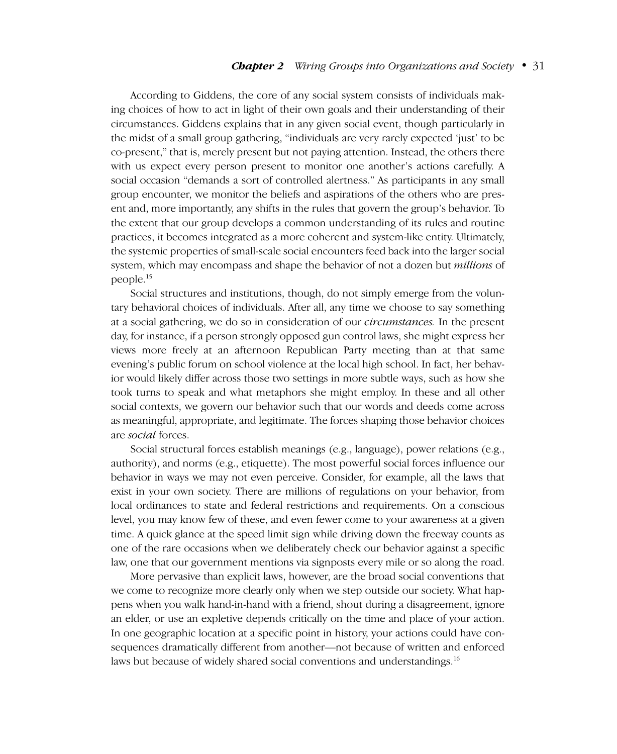According to Giddens, the core of any social system consists of individuals making choices of how to act in light of their own goals and their understanding of their circumstances. Giddens explains that in any given social event, though particularly in the midst of a small group gathering, "individuals are very rarely expected 'just' to be co-present," that is, merely present but not paying attention. Instead, the others there with us expect every person present to monitor one another's actions carefully. A social occasion "demands a sort of controlled alertness." As participants in any small group encounter, we monitor the beliefs and aspirations of the others who are present and, more importantly, any shifts in the rules that govern the group's behavior. To the extent that our group develops a common understanding of its rules and routine practices, it becomes integrated as a more coherent and system-like entity. Ultimately, the systemic properties of small-scale social encounters feed back into the larger social system, which may encompass and shape the behavior of not a dozen but *millions* of people.[15]

Social structures and institutions, though, do not simply emerge from the voluntary behavioral choices of individuals. After all, any time we choose to say something at a social gathering, we do so in consideration of our *circumstances.* In the present day, for instance, if a person strongly opposed gun control laws, she might express her views more freely at an afternoon Republican Party meeting than at that same evening's public forum on school violence at the local high school. In fact, her behavior would likely differ across those two settings in more subtle ways, such as how she took turns to speak and what metaphors she might employ. In these and all other social contexts, we govern our behavior such that our words and deeds come across as meaningful, appropriate, and legitimate. The forces shaping those behavior choices are *social* forces.

Social structural forces establish meanings (e.g., language), power relations (e.g., authority), and norms (e.g., etiquette). The most powerful social forces influence our behavior in ways we may not even perceive. Consider, for example, all the laws that exist in your own society. There are millions of regulations on your behavior, from local ordinances to state and federal restrictions and requirements. On a conscious level, you may know few of these, and even fewer come to your awareness at a given time. A quick glance at the speed limit sign while driving down the freeway counts as one of the rare occasions when we deliberately check our behavior against a specific law, one that our government mentions via signposts every mile or so along the road.

More pervasive than explicit laws, however, are the broad social conventions that we come to recognize more clearly only when we step outside our society. What happens when you walk hand-in-hand with a friend, shout during a disagreement, ignore an elder, or use an expletive depends critically on the time and place of your action. In one geographic location at a specific point in history, your actions could have consequences dramatically different from another—not because of written and enforced laws but because of widely shared social conventions and understandings.[16]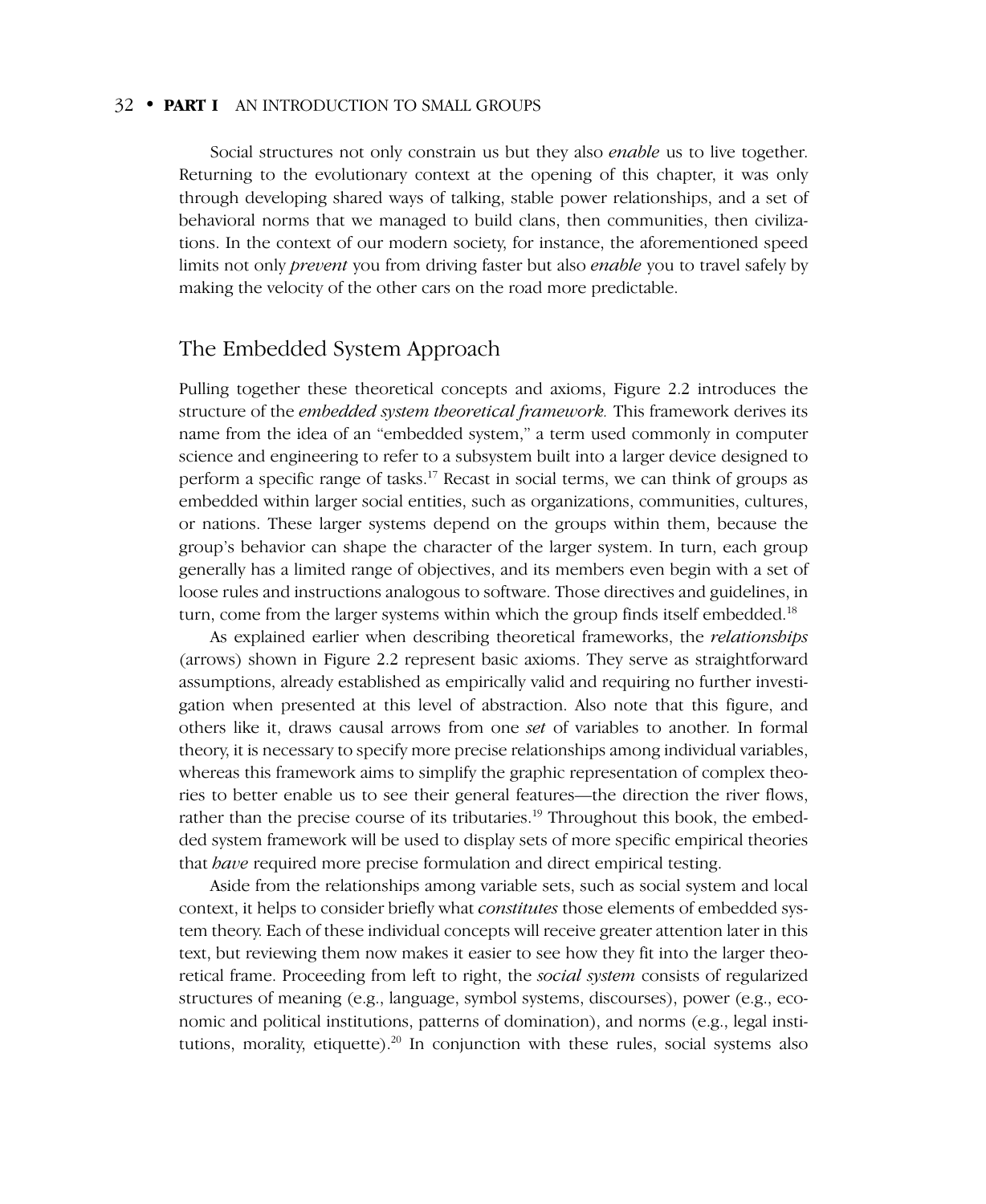Social structures not only constrain us but they also *enable* us to live together. Returning to the evolutionary context at the opening of this chapter, it was only through developing shared ways of talking, stable power relationships, and a set of behavioral norms that we managed to build clans, then communities, then civilizations. In the context of our modern society, for instance, the aforementioned speed limits not only *prevent* you from driving faster but also *enable* you to travel safely by making the velocity of the other cars on the road more predictable.

## The Embedded System Approach

Pulling together these theoretical concepts and axioms, Figure 2.2 introduces the structure of the *embedded system theoretical framework.* This framework derives its name from the idea of an "embedded system," a term used commonly in computer science and engineering to refer to a subsystem built into a larger device designed to perform a specific range of tasks.[17] Recast in social terms, we can think of groups as embedded within larger social entities, such as organizations, communities, cultures, or nations. These larger systems depend on the groups within them, because the group's behavior can shape the character of the larger system. In turn, each group generally has a limited range of objectives, and its members even begin with a set of loose rules and instructions analogous to software. Those directives and guidelines, in turn, come from the larger systems within which the group finds itself embedded.[18]

As explained earlier when describing theoretical frameworks, the *relationships* (arrows) shown in Figure 2.2 represent basic axioms. They serve as straightforward assumptions, already established as empirically valid and requiring no further investigation when presented at this level of abstraction. Also note that this figure, and others like it, draws causal arrows from one *set* of variables to another. In formal theory, it is necessary to specify more precise relationships among individual variables, whereas this framework aims to simplify the graphic representation of complex theories to better enable us to see their general features—the direction the river flows, rather than the precise course of its tributaries.[19] Throughout this book, the embedded system framework will be used to display sets of more specific empirical theories that *have* required more precise formulation and direct empirical testing.

Aside from the relationships among variable sets, such as social system and local context, it helps to consider briefly what *constitutes* those elements of embedded system theory. Each of these individual concepts will receive greater attention later in this text, but reviewing them now makes it easier to see how they fit into the larger theoretical frame. Proceeding from left to right, the *social system* consists of regularized structures of meaning (e.g., language, symbol systems, discourses), power (e.g., economic and political institutions, patterns of domination), and norms (e.g., legal institutions, morality, etiquette).[20] In conjunction with these rules, social systems also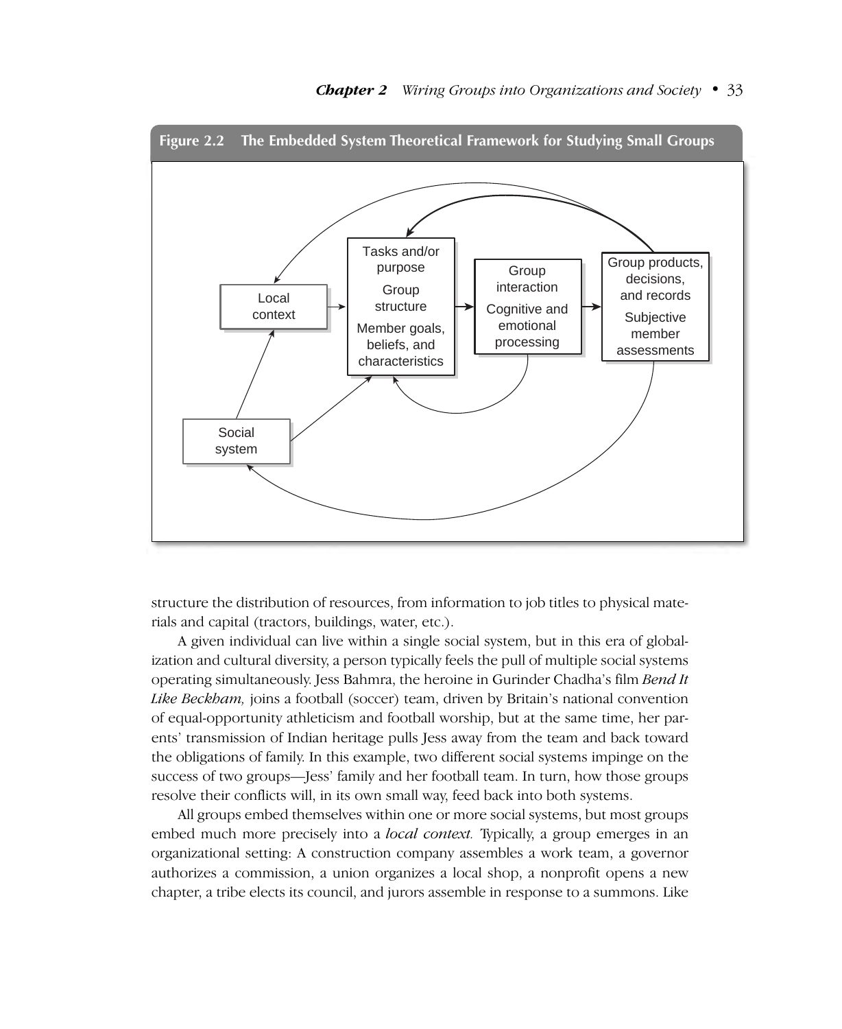**Figure 2.2 The Embedded System Theoretical Framework for Studying Small Groups**

Local context

Tasks and/or purpose

Group structure

Member goals, beliefs, and characteristics

Group interaction

Cognitive and emotional processing

Group products, decisions, and records

Subjective member assessments

Social system

structure the distribution of resources, from information to job titles to physical materials and capital (tractors, buildings, water, etc.).

A given individual can live within a single social system, but in this era of globalization and cultural diversity, a person typically feels the pull of multiple social systems operating simultaneously. Jess Bahmra, the heroine in Gurinder Chadha's film *Bend It Like Beckham,* joins a football (soccer) team, driven by Britain's national convention of equal-opportunity athleticism and football worship, but at the same time, her parents' transmission of Indian heritage pulls Jess away from the team and back toward the obligations of family. In this example, two different social systems impinge on the success of two groups—Jess' family and her football team. In turn, how those groups resolve their conflicts will, in its own small way, feed back into both systems.

All groups embed themselves within one or more social systems, but most groups embed much more precisely into a *local context.* Typically, a group emerges in an organizational setting: A construction company assembles a work team, a governor authorizes a commission, a union organizes a local shop, a nonprofit opens a new chapter, a tribe elects its council, and jurors assemble in response to a summons. Like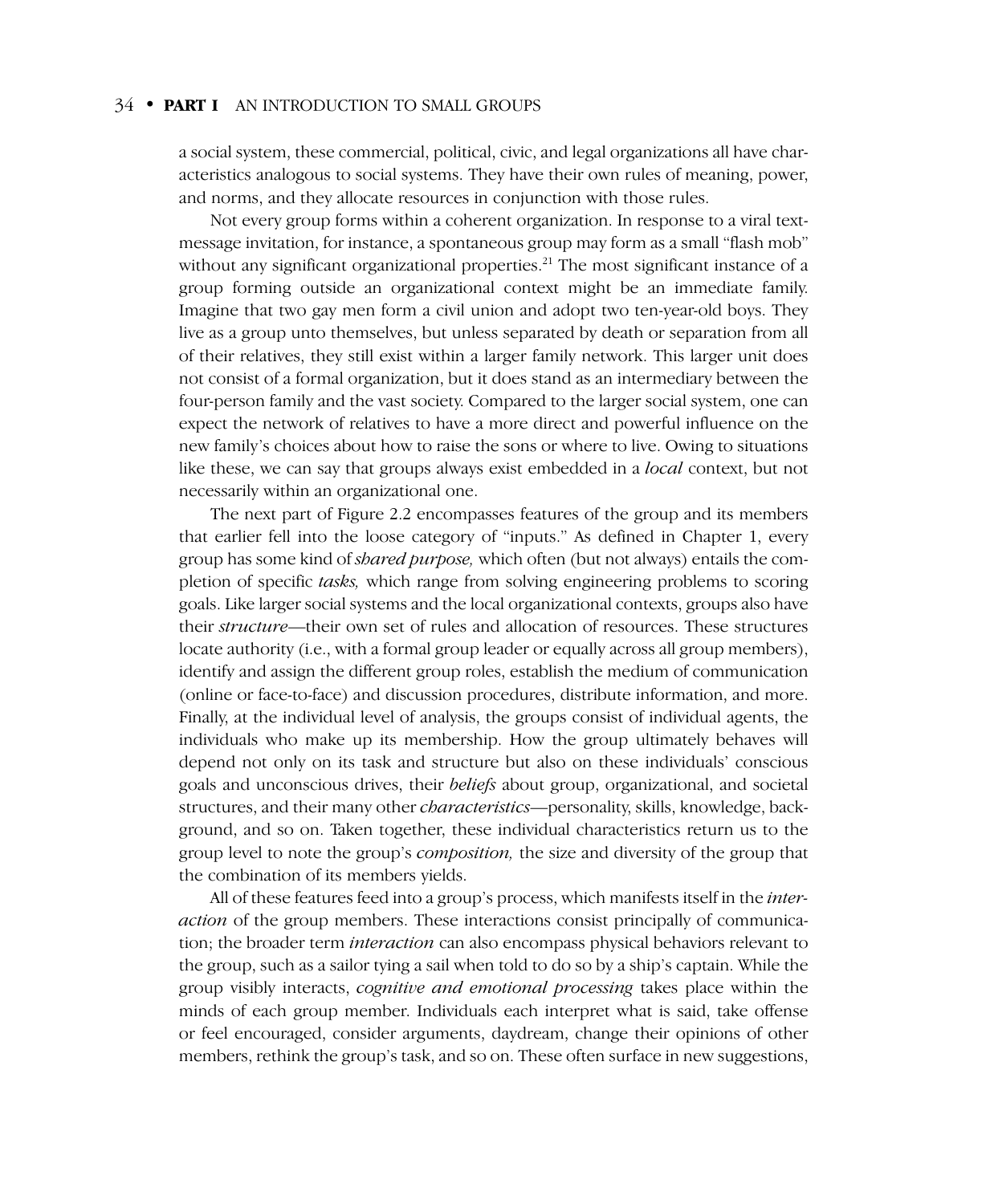a social system, these commercial, political, civic, and legal organizations all have characteristics analogous to social systems. They have their own rules of meaning, power, and norms, and they allocate resources in conjunction with those rules.

Not every group forms within a coherent organization. In response to a viral text-message invitation, for instance, a spontaneous group may form as a small "flash mob" without any significant organizational properties.[21] The most significant instance of a group forming outside an organizational context might be an immediate family. Imagine that two gay men form a civil union and adopt two ten-year-old boys. They live as a group unto themselves, but unless separated by death or separation from all of their relatives, they still exist within a larger family network. This larger unit does not consist of a formal organization, but it does stand as an intermediary between the four-person family and the vast society. Compared to the larger social system, one can expect the network of relatives to have a more direct and powerful influence on the new family's choices about how to raise the sons or where to live. Owing to situations like these, we can say that groups always exist embedded in a *local* context, but not necessarily within an organizational one.

The next part of Figure 2.2 encompasses features of the group and its members that earlier fell into the loose category of "inputs." As defined in Chapter 1, every group has some kind of *shared purpose,* which often (but not always) entails the completion of specific *tasks,* which range from solving engineering problems to scoring goals. Like larger social systems and the local organizational contexts, groups also have their *structure*—their own set of rules and allocation of resources. These structures locate authority (i.e., with a formal group leader or equally across all group members), identify and assign the different group roles, establish the medium of communication (online or face-to-face) and discussion procedures, distribute information, and more. Finally, at the individual level of analysis, the groups consist of individual agents, the individuals who make up its membership. How the group ultimately behaves will depend not only on its task and structure but also on these individuals' conscious goals and unconscious drives, their *beliefs* about group, organizational, and societal structures, and their many other *characteristics*—personality, skills, knowledge, background, and so on. Taken together, these individual characteristics return us to the group level to note the group's *composition,* the size and diversity of the group that the combination of its members yields.

All of these features feed into a group's process, which manifests itself in the *interaction* of the group members. These interactions consist principally of communication; the broader term *interaction* can also encompass physical behaviors relevant to the group, such as a sailor tying a sail when told to do so by a ship's captain. While the group visibly interacts, *cognitive and emotional processing* takes place within the minds of each group member. Individuals each interpret what is said, take offense or feel encouraged, consider arguments, daydream, change their opinions of other members, rethink the group's task, and so on. These often surface in new suggestions,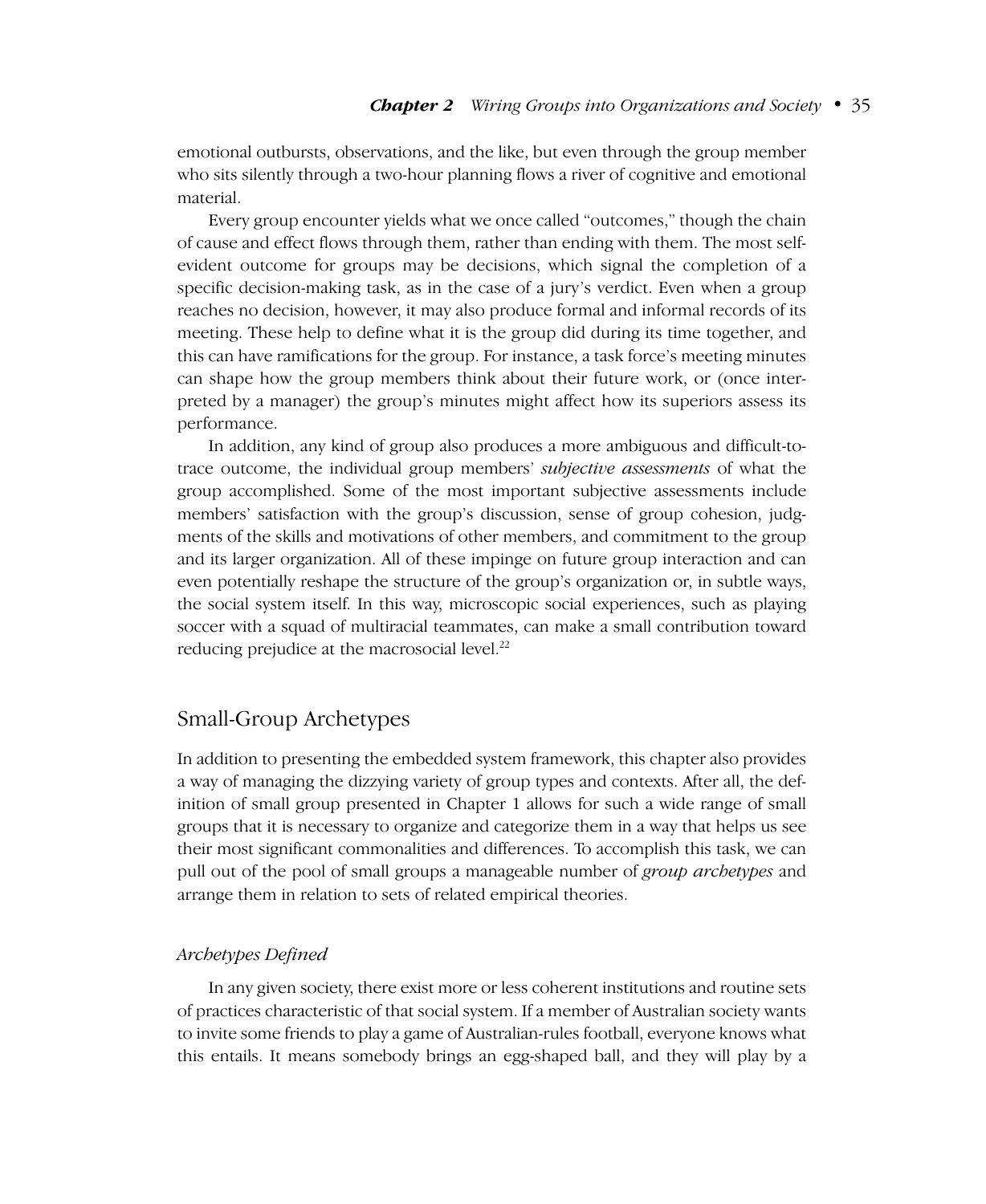emotional outbursts, observations, and the like, but even through the group member who sits silently through a two-hour planning flows a river of cognitive and emotional material.

Every group encounter yields what we once called "outcomes," though the chain of cause and effect flows through them, rather than ending with them. The most self-evident outcome for groups may be decisions, which signal the completion of a specific decision-making task, as in the case of a jury's verdict. Even when a group reaches no decision, however, it may also produce formal and informal records of its meeting. These help to define what it is the group did during its time together, and this can have ramifications for the group. For instance, a task force's meeting minutes can shape how the group members think about their future work, or (once interpreted by a manager) the group's minutes might affect how its superiors assess its performance.

In addition, any kind of group also produces a more ambiguous and difficult-to-trace outcome, the individual group members' *subjective assessments* of what the group accomplished. Some of the most important subjective assessments include members' satisfaction with the group's discussion, sense of group cohesion, judgments of the skills and motivations of other members, and commitment to the group and its larger organization. All of these impinge on future group interaction and can even potentially reshape the structure of the group's organization or, in subtle ways, the social system itself. In this way, microscopic social experiences, such as playing soccer with a squad of multiracial teammates, can make a small contribution toward reducing prejudice at the macrosocial level.[22]

## Small-Group Archetypes

In addition to presenting the embedded system framework, this chapter also provides a way of managing the dizzying variety of group types and contexts. After all, the definition of small group presented in Chapter 1 allows for such a wide range of small groups that it is necessary to organize and categorize them in a way that helps us see their most significant commonalities and differences. To accomplish this task, we can pull out of the pool of small groups a manageable number of *group archetypes* and arrange them in relation to sets of related empirical theories.

### *Archetypes Defined*

In any given society, there exist more or less coherent institutions and routine sets of practices characteristic of that social system. If a member of Australian society wants to invite some friends to play a game of Australian-rules football, everyone knows what this entails. It means somebody brings an egg-shaped ball, and they will play by a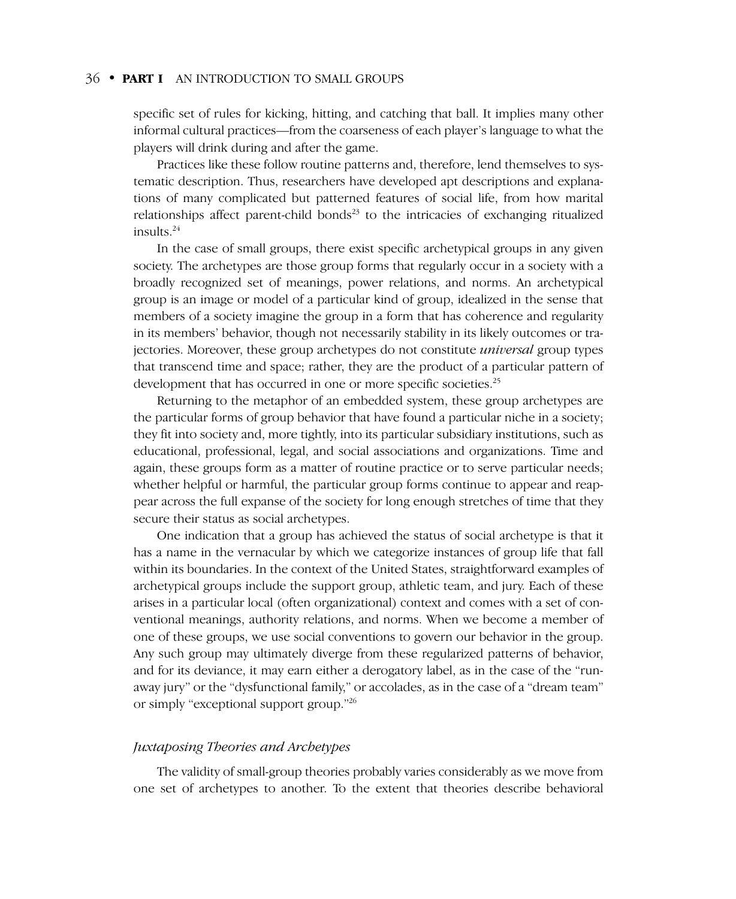specific set of rules for kicking, hitting, and catching that ball. It implies many other informal cultural practices—from the coarseness of each player's language to what the players will drink during and after the game.

Practices like these follow routine patterns and, therefore, lend themselves to systematic description. Thus, researchers have developed apt descriptions and explanations of many complicated but patterned features of social life, from how marital relationships affect parent-child bonds[23] to the intricacies of exchanging ritualized insults.[24]

In the case of small groups, there exist specific archetypical groups in any given society. The archetypes are those group forms that regularly occur in a society with a broadly recognized set of meanings, power relations, and norms. An archetypical group is an image or model of a particular kind of group, idealized in the sense that members of a society imagine the group in a form that has coherence and regularity in its members' behavior, though not necessarily stability in its likely outcomes or trajectories. Moreover, these group archetypes do not constitute *universal* group types that transcend time and space; rather, they are the product of a particular pattern of development that has occurred in one or more specific societies.[25]

Returning to the metaphor of an embedded system, these group archetypes are the particular forms of group behavior that have found a particular niche in a society; they fit into society and, more tightly, into its particular subsidiary institutions, such as educational, professional, legal, and social associations and organizations. Time and again, these groups form as a matter of routine practice or to serve particular needs; whether helpful or harmful, the particular group forms continue to appear and reappear across the full expanse of the society for long enough stretches of time that they secure their status as social archetypes.

One indication that a group has achieved the status of social archetype is that it has a name in the vernacular by which we categorize instances of group life that fall within its boundaries. In the context of the United States, straightforward examples of archetypical groups include the support group, athletic team, and jury. Each of these arises in a particular local (often organizational) context and comes with a set of conventional meanings, authority relations, and norms. When we become a member of one of these groups, we use social conventions to govern our behavior in the group. Any such group may ultimately diverge from these regularized patterns of behavior, and for its deviance, it may earn either a derogatory label, as in the case of the "runaway jury" or the "dysfunctional family," or accolades, as in the case of a "dream team" or simply "exceptional support group."[26]

### *Juxtaposing Theories and Archetypes*

The validity of small-group theories probably varies considerably as we move from one set of archetypes to another. To the extent that theories describe behavioral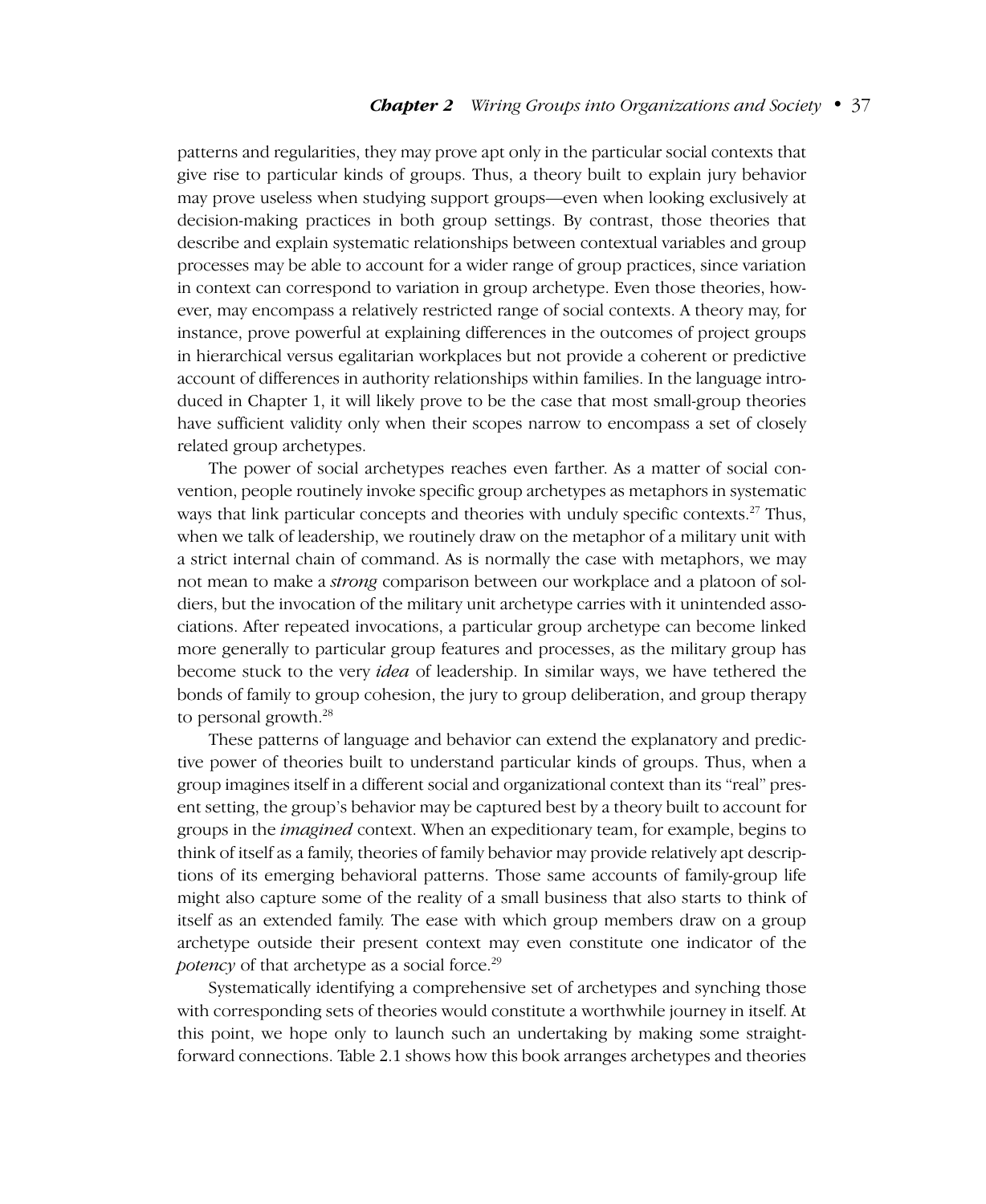patterns and regularities, they may prove apt only in the particular social contexts that give rise to particular kinds of groups. Thus, a theory built to explain jury behavior may prove useless when studying support groups—even when looking exclusively at decision-making practices in both group settings. By contrast, those theories that describe and explain systematic relationships between contextual variables and group processes may be able to account for a wider range of group practices, since variation in context can correspond to variation in group archetype. Even those theories, however, may encompass a relatively restricted range of social contexts. A theory may, for instance, prove powerful at explaining differences in the outcomes of project groups in hierarchical versus egalitarian workplaces but not provide a coherent or predictive account of differences in authority relationships within families. In the language introduced in Chapter 1, it will likely prove to be the case that most small-group theories have sufficient validity only when their scopes narrow to encompass a set of closely related group archetypes.

The power of social archetypes reaches even farther. As a matter of social convention, people routinely invoke specific group archetypes as metaphors in systematic ways that link particular concepts and theories with unduly specific contexts.[27] Thus, when we talk of leadership, we routinely draw on the metaphor of a military unit with a strict internal chain of command. As is normally the case with metaphors, we may not mean to make a *strong* comparison between our workplace and a platoon of soldiers, but the invocation of the military unit archetype carries with it unintended associations. After repeated invocations, a particular group archetype can become linked more generally to particular group features and processes, as the military group has become stuck to the very *idea* of leadership. In similar ways, we have tethered the bonds of family to group cohesion, the jury to group deliberation, and group therapy to personal growth.[28]

These patterns of language and behavior can extend the explanatory and predictive power of theories built to understand particular kinds of groups. Thus, when a group imagines itself in a different social and organizational context than its "real" present setting, the group's behavior may be captured best by a theory built to account for groups in the *imagined* context. When an expeditionary team, for example, begins to think of itself as a family, theories of family behavior may provide relatively apt descriptions of its emerging behavioral patterns. Those same accounts of family-group life might also capture some of the reality of a small business that also starts to think of itself as an extended family. The ease with which group members draw on a group archetype outside their present context may even constitute one indicator of the *potency* of that archetype as a social force.[29]

Systematically identifying a comprehensive set of archetypes and synching those with corresponding sets of theories would constitute a worthwhile journey in itself. At this point, we hope only to launch such an undertaking by making some straightforward connections. Table 2.1 shows how this book arranges archetypes and theories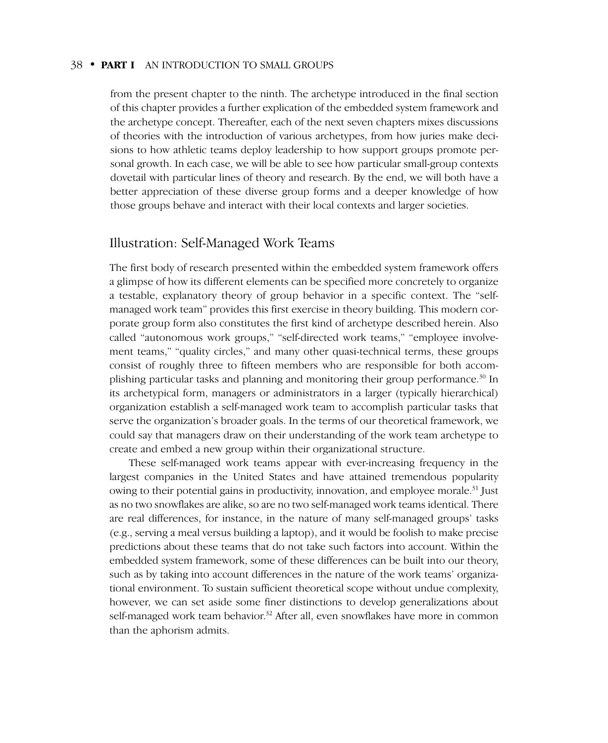from the present chapter to the ninth. The archetype introduced in the final section of this chapter provides a further explication of the embedded system framework and the archetype concept. Thereafter, each of the next seven chapters mixes discussions of theories with the introduction of various archetypes, from how juries make decisions to how athletic teams deploy leadership to how support groups promote personal growth. In each case, we will be able to see how particular small-group contexts dovetail with particular lines of theory and research. By the end, we will both have a better appreciation of these diverse group forms and a deeper knowledge of how those groups behave and interact with their local contexts and larger societies.

## Illustration: Self-Managed Work Teams

The first body of research presented within the embedded system framework offers a glimpse of how its different elements can be specified more concretely to organize a testable, explanatory theory of group behavior in a specific context. The "self-managed work team" provides this first exercise in theory building. This modern corporate group form also constitutes the first kind of archetype described herein. Also called "autonomous work groups," "self-directed work teams," "employee involvement teams," "quality circles," and many other quasi-technical terms, these groups consist of roughly three to fifteen members who are responsible for both accomplishing particular tasks and planning and monitoring their group performance.[30] In its archetypical form, managers or administrators in a larger (typically hierarchical) organization establish a self-managed work team to accomplish particular tasks that serve the organization's broader goals. In the terms of our theoretical framework, we could say that managers draw on their understanding of the work team archetype to create and embed a new group within their organizational structure.

These self-managed work teams appear with ever-increasing frequency in the largest companies in the United States and have attained tremendous popularity owing to their potential gains in productivity, innovation, and employee morale.[31] Just as no two snowflakes are alike, so are no two self-managed work teams identical. There are real differences, for instance, in the nature of many self-managed groups' tasks (e.g., serving a meal versus building a laptop), and it would be foolish to make precise predictions about these teams that do not take such factors into account. Within the embedded system framework, some of these differences can be built into our theory, such as by taking into account differences in the nature of the work teams' organizational environment. To sustain sufficient theoretical scope without undue complexity, however, we can set aside some finer distinctions to develop generalizations about self-managed work team behavior.[32] After all, even snowflakes have more in common than the aphorism admits.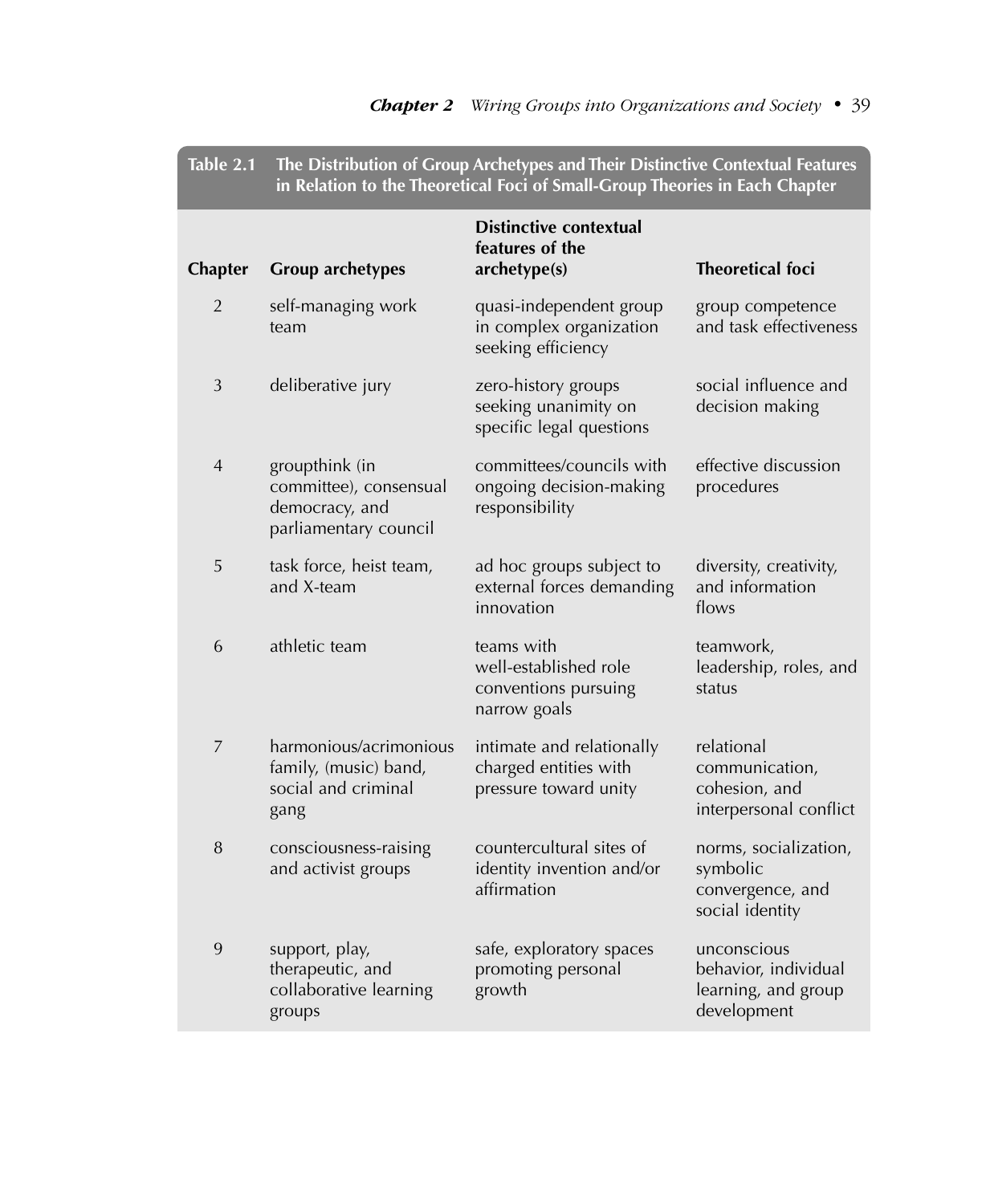**Table 2.1 The Distribution of Group Archetypes and Their Distinctive Contextual Features in Relation to the Theoretical Foci of Small-Group Theories in Each Chapter**

| Chapter | Group archetypes | Distinctive contextual features of the archetype(s) | Theoretical foci |
|---|---|---|---|
| 2 | self-managing work team | quasi-independent group in complex organization seeking efficiency | group competence and task effectiveness |
| 3 | deliberative jury | zero-history groups seeking unanimity on specific legal questions | social influence and decision making |
| 4 | groupthink (in committee), consensual democracy, and parliamentary council | committees/councils with ongoing decision-making responsibility | effective discussion procedures |
| 5 | task force, heist team, and X-team | ad hoc groups subject to external forces demanding innovation | diversity, creativity, and information flows |
| 6 | athletic team | teams with well-established role conventions pursuing narrow goals | teamwork, leadership, roles, and status |
| 7 | harmonious/acrimonious family, (music) band, social and criminal gang | intimate and relationally charged entities with pressure toward unity | relational communication, cohesion, and interpersonal conflict |
| 8 | consciousness-raising and activist groups | countercultural sites of identity invention and/or affirmation | norms, socialization, symbolic convergence, and social identity |
| 9 | support, play, therapeutic, and collaborative learning groups | safe, exploratory spaces promoting personal growth | unconscious behavior, individual learning, and group development |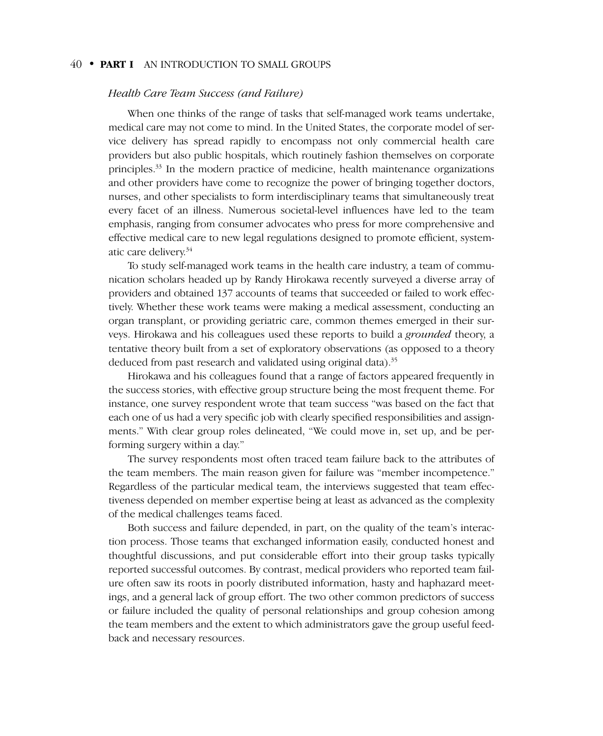*Health Care Team Success (and Failure)*

When one thinks of the range of tasks that self-managed work teams undertake, medical care may not come to mind. In the United States, the corporate model of service delivery has spread rapidly to encompass not only commercial health care providers but also public hospitals, which routinely fashion themselves on corporate principles.[33] In the modern practice of medicine, health maintenance organizations and other providers have come to recognize the power of bringing together doctors, nurses, and other specialists to form interdisciplinary teams that simultaneously treat every facet of an illness. Numerous societal-level influences have led to the team emphasis, ranging from consumer advocates who press for more comprehensive and effective medical care to new legal regulations designed to promote efficient, systematic care delivery.[34]

To study self-managed work teams in the health care industry, a team of communication scholars headed up by Randy Hirokawa recently surveyed a diverse array of providers and obtained 137 accounts of teams that succeeded or failed to work effectively. Whether these work teams were making a medical assessment, conducting an organ transplant, or providing geriatric care, common themes emerged in their surveys. Hirokawa and his colleagues used these reports to build a *grounded* theory, a tentative theory built from a set of exploratory observations (as opposed to a theory deduced from past research and validated using original data).[35]

Hirokawa and his colleagues found that a range of factors appeared frequently in the success stories, with effective group structure being the most frequent theme. For instance, one survey respondent wrote that team success "was based on the fact that each one of us had a very specific job with clearly specified responsibilities and assignments." With clear group roles delineated, "We could move in, set up, and be performing surgery within a day."

The survey respondents most often traced team failure back to the attributes of the team members. The main reason given for failure was "member incompetence." Regardless of the particular medical team, the interviews suggested that team effectiveness depended on member expertise being at least as advanced as the complexity of the medical challenges teams faced.

Both success and failure depended, in part, on the quality of the team's interaction process. Those teams that exchanged information easily, conducted honest and thoughtful discussions, and put considerable effort into their group tasks typically reported successful outcomes. By contrast, medical providers who reported team failure often saw its roots in poorly distributed information, hasty and haphazard meetings, and a general lack of group effort. The two other common predictors of success or failure included the quality of personal relationships and group cohesion among the team members and the extent to which administrators gave the group useful feedback and necessary resources.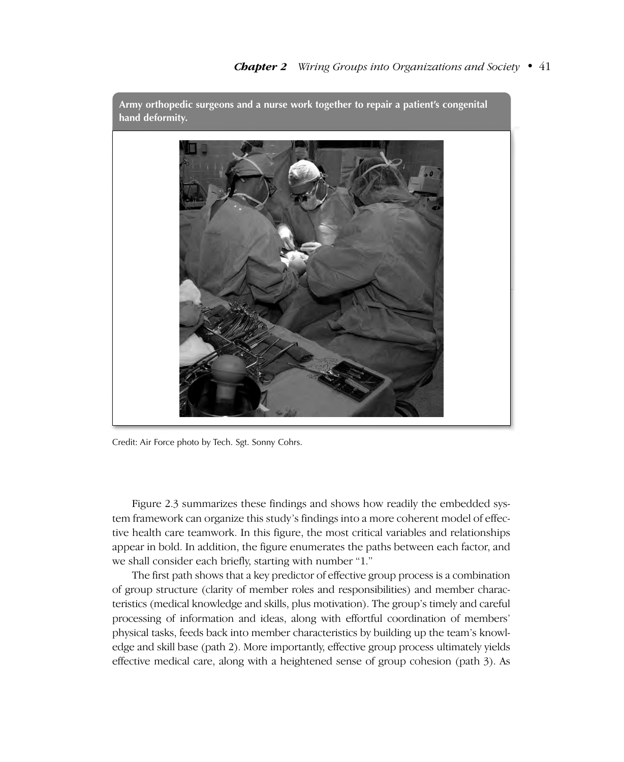**Army orthopedic surgeons and a nurse work together to repair a patient's congenital hand deformity.**

Credit: Air Force photo by Tech. Sgt. Sonny Cohrs.

Figure 2.3 summarizes these findings and shows how readily the embedded system framework can organize this study's findings into a more coherent model of effective health care teamwork. In this figure, the most critical variables and relationships appear in bold. In addition, the figure enumerates the paths between each factor, and we shall consider each briefly, starting with number "1."

The first path shows that a key predictor of effective group process is a combination of group structure (clarity of member roles and responsibilities) and member characteristics (medical knowledge and skills, plus motivation). The group's timely and careful processing of information and ideas, along with effortful coordination of members' physical tasks, feeds back into member characteristics by building up the team's knowledge and skill base (path 2). More importantly, effective group process ultimately yields effective medical care, along with a heightened sense of group cohesion (path 3). As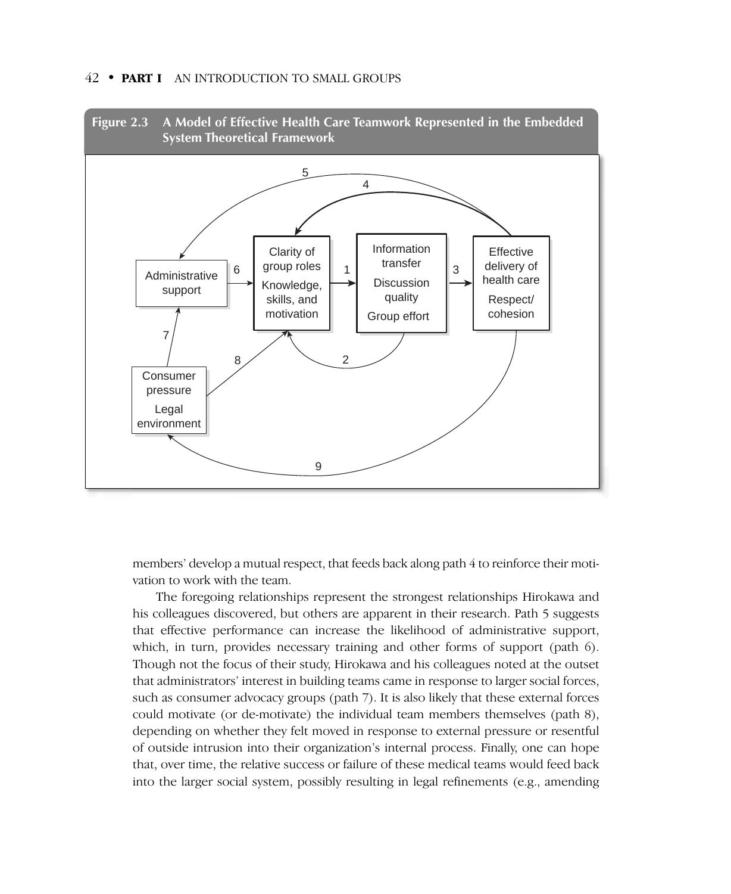**Figure 2.3 A Model of Effective Health Care Teamwork Represented in the Embedded System Theoretical Framework**

members' develop a mutual respect, that feeds back along path 4 to reinforce their motivation to work with the team.

The foregoing relationships represent the strongest relationships Hirokawa and his colleagues discovered, but others are apparent in their research. Path 5 suggests that effective performance can increase the likelihood of administrative support, which, in turn, provides necessary training and other forms of support (path 6). Though not the focus of their study, Hirokawa and his colleagues noted at the outset that administrators' interest in building teams came in response to larger social forces, such as consumer advocacy groups (path 7). It is also likely that these external forces could motivate (or de-motivate) the individual team members themselves (path 8), depending on whether they felt moved in response to external pressure or resentful of outside intrusion into their organization's internal process. Finally, one can hope that, over time, the relative success or failure of these medical teams would feed back into the larger social system, possibly resulting in legal refinements (e.g., amending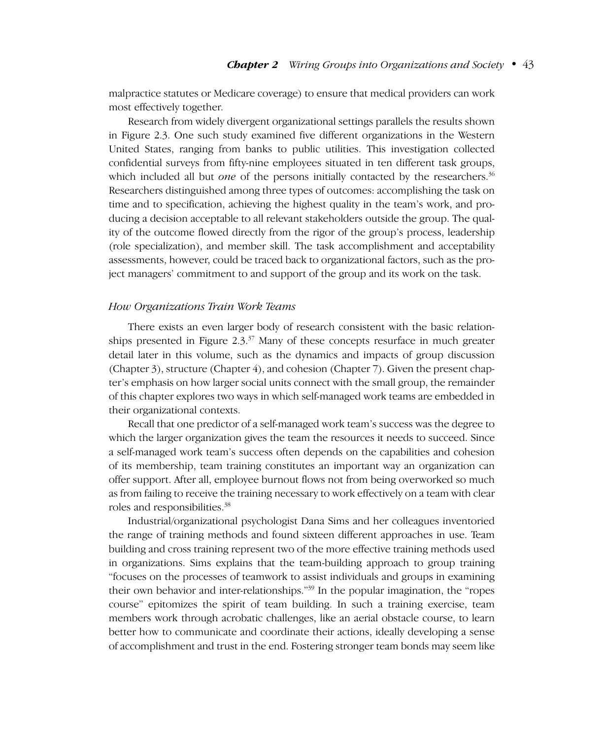malpractice statutes or Medicare coverage) to ensure that medical providers can work most effectively together.

Research from widely divergent organizational settings parallels the results shown in Figure 2.3. One such study examined five different organizations in the Western United States, ranging from banks to public utilities. This investigation collected confidential surveys from fifty-nine employees situated in ten different task groups, which included all but *one* of the persons initially contacted by the researchers.[36] Researchers distinguished among three types of outcomes: accomplishing the task on time and to specification, achieving the highest quality in the team's work, and producing a decision acceptable to all relevant stakeholders outside the group. The quality of the outcome flowed directly from the rigor of the group's process, leadership (role specialization), and member skill. The task accomplishment and acceptability assessments, however, could be traced back to organizational factors, such as the project managers' commitment to and support of the group and its work on the task.

### *How Organizations Train Work Teams*

There exists an even larger body of research consistent with the basic relationships presented in Figure 2.3.[37] Many of these concepts resurface in much greater detail later in this volume, such as the dynamics and impacts of group discussion (Chapter 3), structure (Chapter 4), and cohesion (Chapter 7). Given the present chapter's emphasis on how larger social units connect with the small group, the remainder of this chapter explores two ways in which self-managed work teams are embedded in their organizational contexts.

Recall that one predictor of a self-managed work team's success was the degree to which the larger organization gives the team the resources it needs to succeed. Since a self-managed work team's success often depends on the capabilities and cohesion of its membership, team training constitutes an important way an organization can offer support. After all, employee burnout flows not from being overworked so much as from failing to receive the training necessary to work effectively on a team with clear roles and responsibilities.[38]

Industrial/organizational psychologist Dana Sims and her colleagues inventoried the range of training methods and found sixteen different approaches in use. Team building and cross training represent two of the more effective training methods used in organizations. Sims explains that the team-building approach to group training "focuses on the processes of teamwork to assist individuals and groups in examining their own behavior and inter-relationships."[39] In the popular imagination, the "ropes course" epitomizes the spirit of team building. In such a training exercise, team members work through acrobatic challenges, like an aerial obstacle course, to learn better how to communicate and coordinate their actions, ideally developing a sense of accomplishment and trust in the end. Fostering stronger team bonds may seem like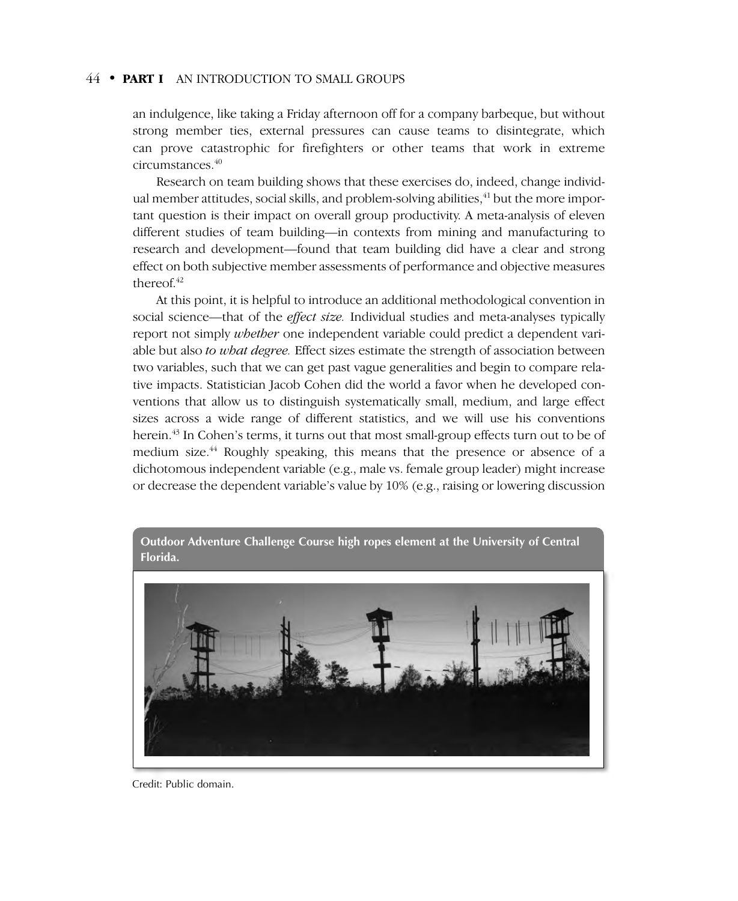an indulgence, like taking a Friday afternoon off for a company barbeque, but without strong member ties, external pressures can cause teams to disintegrate, which can prove catastrophic for firefighters or other teams that work in extreme circumstances.[40]

Research on team building shows that these exercises do, indeed, change individual member attitudes, social skills, and problem-solving abilities,[41] but the more important question is their impact on overall group productivity. A meta-analysis of eleven different studies of team building—in contexts from mining and manufacturing to research and development—found that team building did have a clear and strong effect on both subjective member assessments of performance and objective measures thereof.[42]

At this point, it is helpful to introduce an additional methodological convention in social science—that of the *effect size.* Individual studies and meta-analyses typically report not simply *whether* one independent variable could predict a dependent variable but also *to what degree.* Effect sizes estimate the strength of association between two variables, such that we can get past vague generalities and begin to compare relative impacts. Statistician Jacob Cohen did the world a favor when he developed conventions that allow us to distinguish systematically small, medium, and large effect sizes across a wide range of different statistics, and we will use his conventions herein.[43] In Cohen's terms, it turns out that most small-group effects turn out to be of medium size.[44] Roughly speaking, this means that the presence or absence of a dichotomous independent variable (e.g., male vs. female group leader) might increase or decrease the dependent variable's value by 10% (e.g., raising or lowering discussion

**Outdoor Adventure Challenge Course high ropes element at the University of Central Florida.**

Credit: Public domain.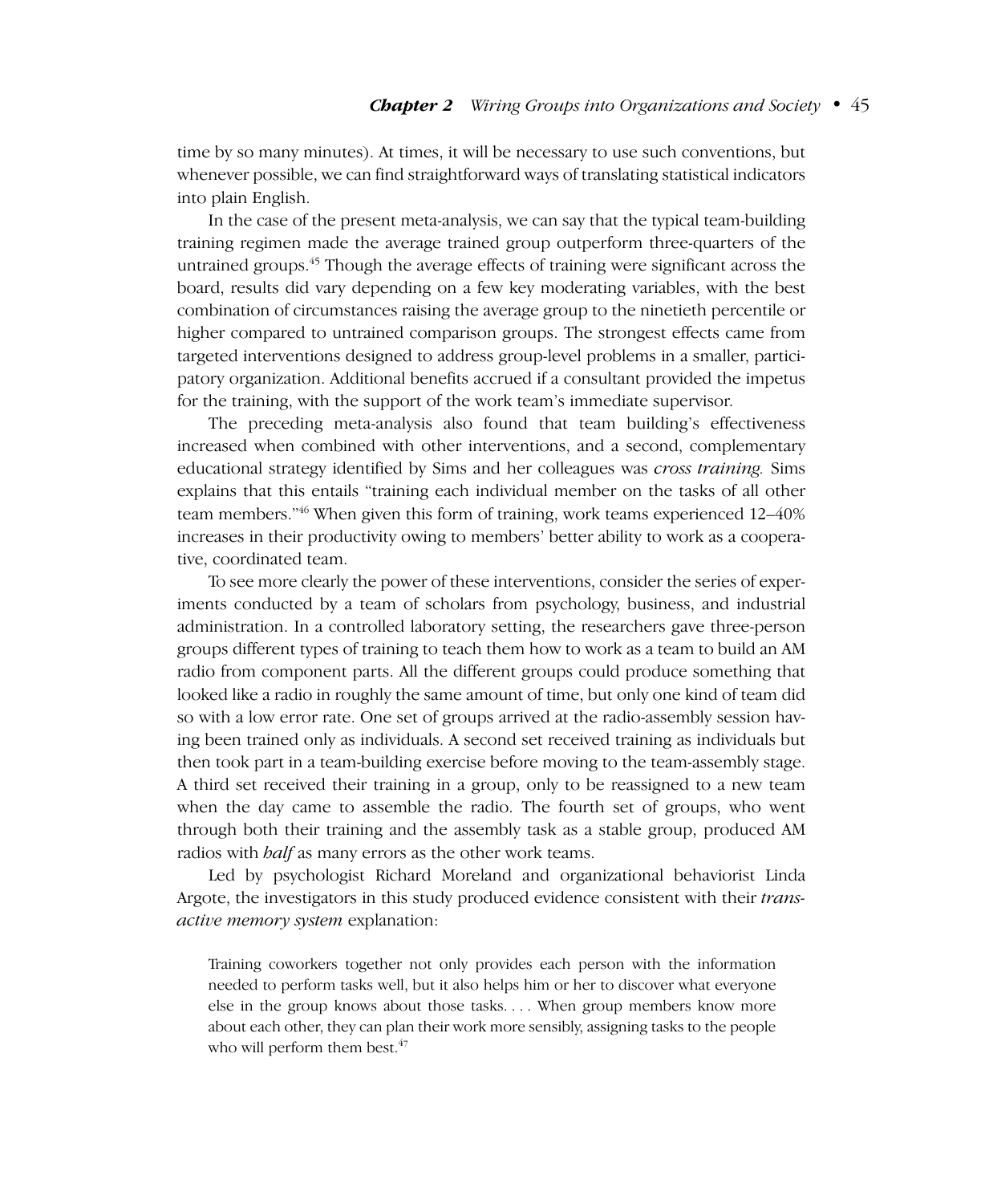time by so many minutes). At times, it will be necessary to use such conventions, but whenever possible, we can find straightforward ways of translating statistical indicators into plain English.

In the case of the present meta-analysis, we can say that the typical team-building training regimen made the average trained group outperform three-quarters of the untrained groups.[45] Though the average effects of training were significant across the board, results did vary depending on a few key moderating variables, with the best combination of circumstances raising the average group to the ninetieth percentile or higher compared to untrained comparison groups. The strongest effects came from targeted interventions designed to address group-level problems in a smaller, participatory organization. Additional benefits accrued if a consultant provided the impetus for the training, with the support of the work team's immediate supervisor.

The preceding meta-analysis also found that team building's effectiveness increased when combined with other interventions, and a second, complementary educational strategy identified by Sims and her colleagues was *cross training.* Sims explains that this entails "training each individual member on the tasks of all other team members."[46] When given this form of training, work teams experienced 12–40% increases in their productivity owing to members' better ability to work as a cooperative, coordinated team.

To see more clearly the power of these interventions, consider the series of experiments conducted by a team of scholars from psychology, business, and industrial administration. In a controlled laboratory setting, the researchers gave three-person groups different types of training to teach them how to work as a team to build an AM radio from component parts. All the different groups could produce something that looked like a radio in roughly the same amount of time, but only one kind of team did so with a low error rate. One set of groups arrived at the radio-assembly session having been trained only as individuals. A second set received training as individuals but then took part in a team-building exercise before moving to the team-assembly stage. A third set received their training in a group, only to be reassigned to a new team when the day came to assemble the radio. The fourth set of groups, who went through both their training and the assembly task as a stable group, produced AM radios with *half* as many errors as the other work teams.

Led by psychologist Richard Moreland and organizational behaviorist Linda Argote, the investigators in this study produced evidence consistent with their *transactive memory system* explanation:

> Training coworkers together not only provides each person with the information needed to perform tasks well, but it also helps him or her to discover what everyone else in the group knows about those tasks. . . . When group members know more about each other, they can plan their work more sensibly, assigning tasks to the people who will perform them best.[47]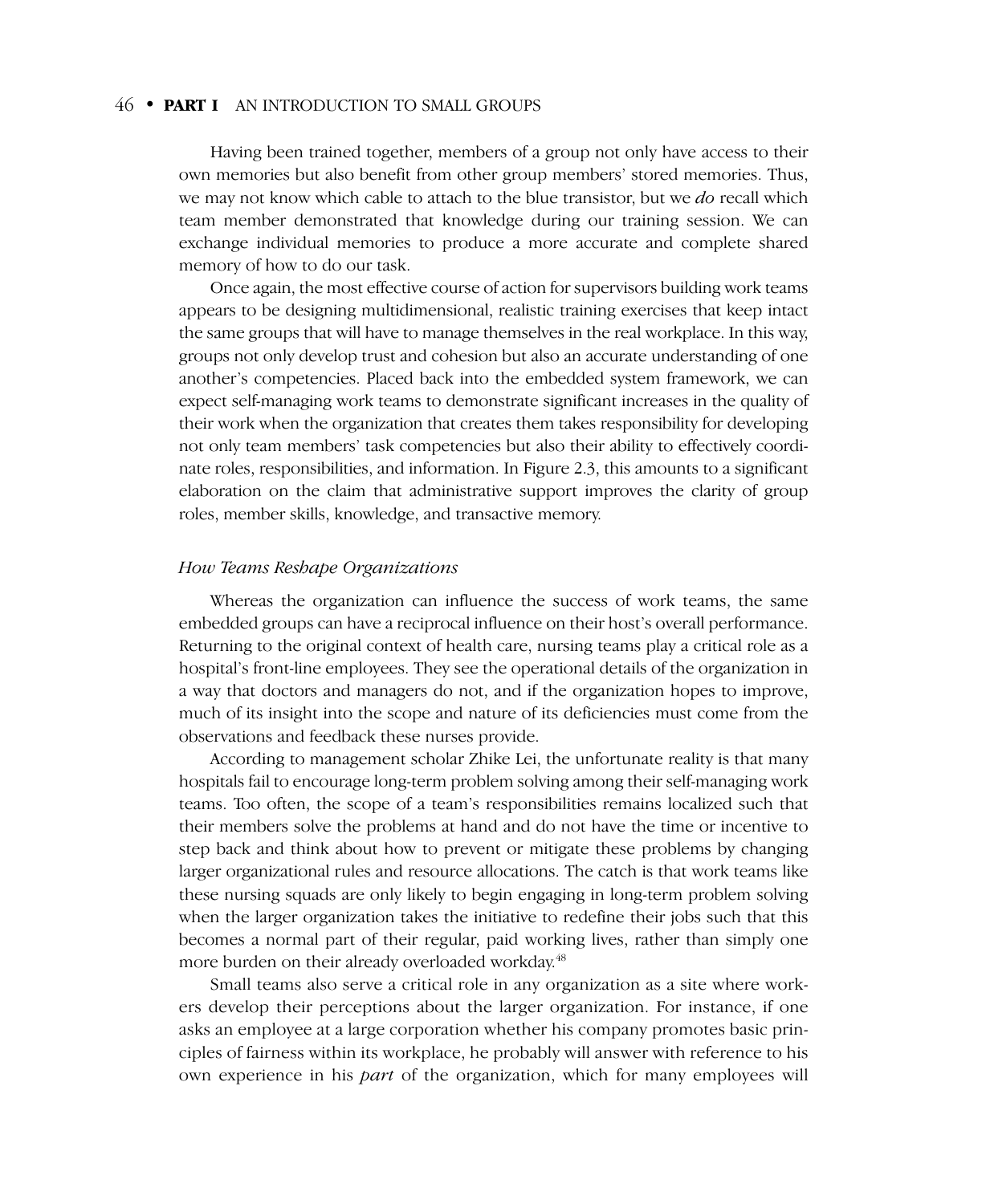Having been trained together, members of a group not only have access to their own memories but also benefit from other group members' stored memories. Thus, we may not know which cable to attach to the blue transistor, but we *do* recall which team member demonstrated that knowledge during our training session. We can exchange individual memories to produce a more accurate and complete shared memory of how to do our task.

Once again, the most effective course of action for supervisors building work teams appears to be designing multidimensional, realistic training exercises that keep intact the same groups that will have to manage themselves in the real workplace. In this way, groups not only develop trust and cohesion but also an accurate understanding of one another's competencies. Placed back into the embedded system framework, we can expect self-managing work teams to demonstrate significant increases in the quality of their work when the organization that creates them takes responsibility for developing not only team members' task competencies but also their ability to effectively coordinate roles, responsibilities, and information. In Figure 2.3, this amounts to a significant elaboration on the claim that administrative support improves the clarity of group roles, member skills, knowledge, and transactive memory.

### *How Teams Reshape Organizations*

Whereas the organization can influence the success of work teams, the same embedded groups can have a reciprocal influence on their host's overall performance. Returning to the original context of health care, nursing teams play a critical role as a hospital's front-line employees. They see the operational details of the organization in a way that doctors and managers do not, and if the organization hopes to improve, much of its insight into the scope and nature of its deficiencies must come from the observations and feedback these nurses provide.

According to management scholar Zhike Lei, the unfortunate reality is that many hospitals fail to encourage long-term problem solving among their self-managing work teams. Too often, the scope of a team's responsibilities remains localized such that their members solve the problems at hand and do not have the time or incentive to step back and think about how to prevent or mitigate these problems by changing larger organizational rules and resource allocations. The catch is that work teams like these nursing squads are only likely to begin engaging in long-term problem solving when the larger organization takes the initiative to redefine their jobs such that this becomes a normal part of their regular, paid working lives, rather than simply one more burden on their already overloaded workday.[48]

Small teams also serve a critical role in any organization as a site where workers develop their perceptions about the larger organization. For instance, if one asks an employee at a large corporation whether his company promotes basic principles of fairness within its workplace, he probably will answer with reference to his own experience in his *part* of the organization, which for many employees will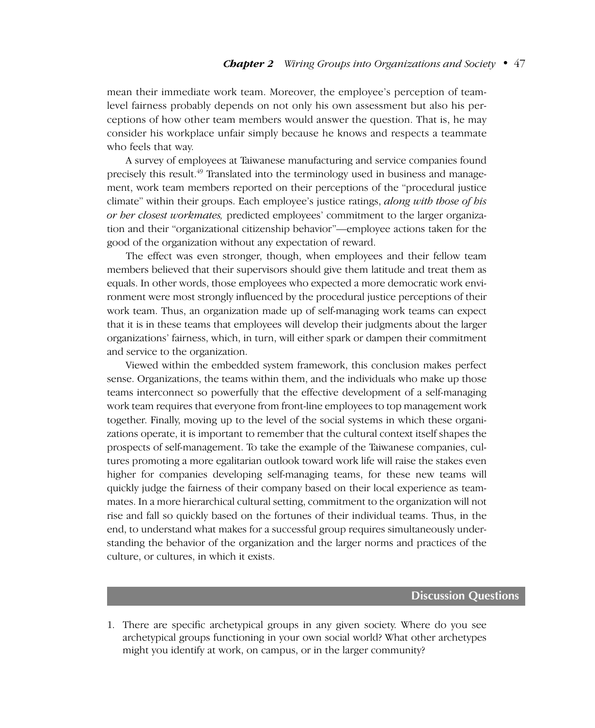mean their immediate work team. Moreover, the employee's perception of team-level fairness probably depends on not only his own assessment but also his perceptions of how other team members would answer the question. That is, he may consider his workplace unfair simply because he knows and respects a teammate who feels that way.

A survey of employees at Taiwanese manufacturing and service companies found precisely this result.[49] Translated into the terminology used in business and management, work team members reported on their perceptions of the "procedural justice climate" within their groups. Each employee's justice ratings, *along with those of his or her closest workmates,* predicted employees' commitment to the larger organization and their "organizational citizenship behavior"—employee actions taken for the good of the organization without any expectation of reward.

The effect was even stronger, though, when employees and their fellow team members believed that their supervisors should give them latitude and treat them as equals. In other words, those employees who expected a more democratic work environment were most strongly influenced by the procedural justice perceptions of their work team. Thus, an organization made up of self-managing work teams can expect that it is in these teams that employees will develop their judgments about the larger organizations' fairness, which, in turn, will either spark or dampen their commitment and service to the organization.

Viewed within the embedded system framework, this conclusion makes perfect sense. Organizations, the teams within them, and the individuals who make up those teams interconnect so powerfully that the effective development of a self-managing work team requires that everyone from front-line employees to top management work together. Finally, moving up to the level of the social systems in which these organizations operate, it is important to remember that the cultural context itself shapes the prospects of self-management. To take the example of the Taiwanese companies, cultures promoting a more egalitarian outlook toward work life will raise the stakes even higher for companies developing self-managing teams, for these new teams will quickly judge the fairness of their company based on their local experience as teammates. In a more hierarchical cultural setting, commitment to the organization will not rise and fall so quickly based on the fortunes of their individual teams. Thus, in the end, to understand what makes for a successful group requires simultaneously understanding the behavior of the organization and the larger norms and practices of the culture, or cultures, in which it exists.

## Discussion Questions

1. There are specific archetypical groups in any given society. Where do you see archetypical groups functioning in your own social world? What other archetypes might you identify at work, on campus, or in the larger community?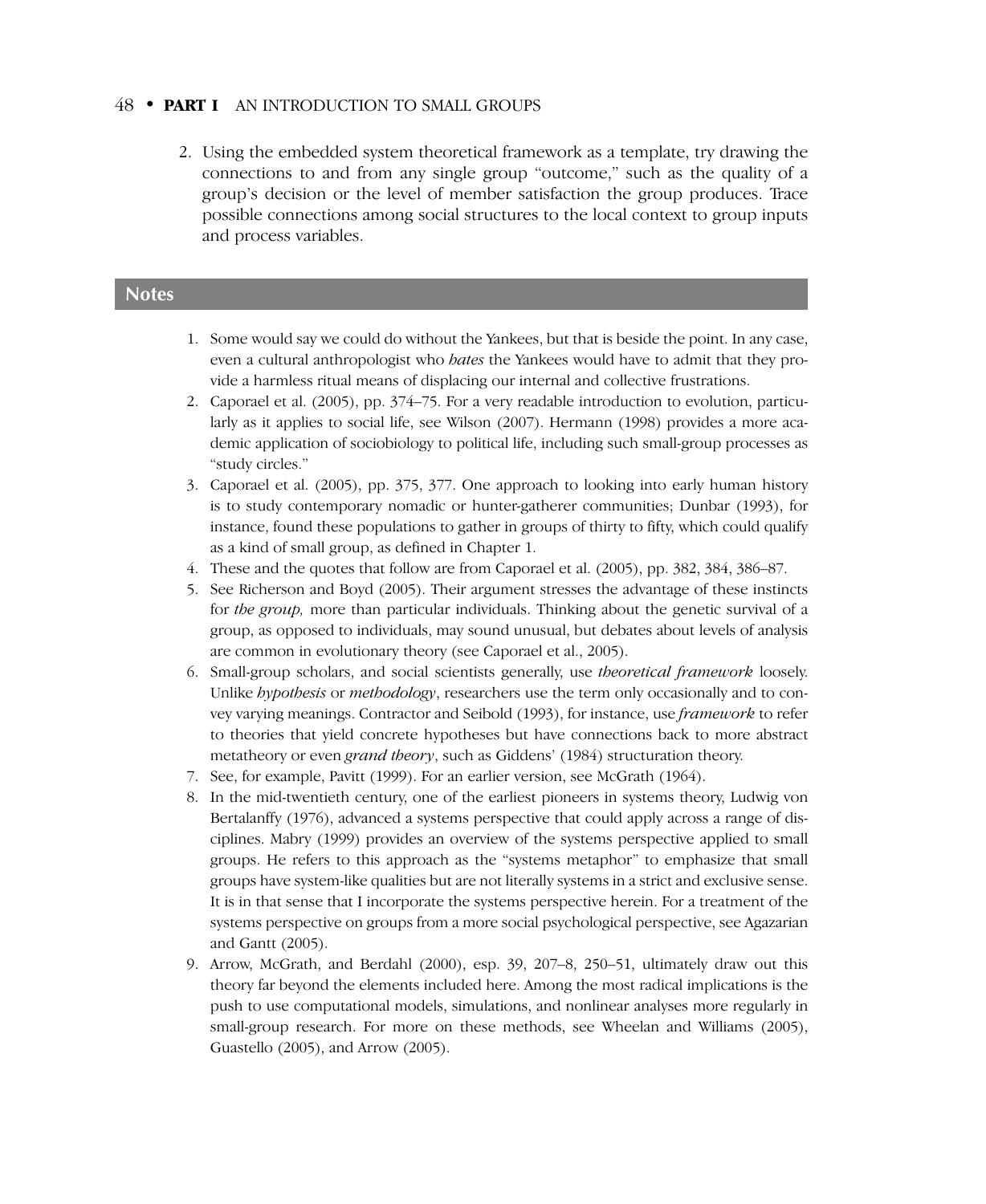2. Using the embedded system theoretical framework as a template, try drawing the connections to and from any single group "outcome," such as the quality of a group's decision or the level of member satisfaction the group produces. Trace possible connections among social structures to the local context to group inputs and process variables.

## Notes

1. Some would say we could do without the Yankees, but that is beside the point. In any case, even a cultural anthropologist who *hates* the Yankees would have to admit that they provide a harmless ritual means of displacing our internal and collective frustrations.
2. Caporael et al. (2005), pp. 374–75. For a very readable introduction to evolution, particularly as it applies to social life, see Wilson (2007). Hermann (1998) provides a more academic application of sociobiology to political life, including such small-group processes as "study circles."
3. Caporael et al. (2005), pp. 375, 377. One approach to looking into early human history is to study contemporary nomadic or hunter-gatherer communities; Dunbar (1993), for instance, found these populations to gather in groups of thirty to fifty, which could qualify as a kind of small group, as defined in Chapter 1.
4. These and the quotes that follow are from Caporael et al. (2005), pp. 382, 384, 386–87.
5. See Richerson and Boyd (2005). Their argument stresses the advantage of these instincts for *the group,* more than particular individuals. Thinking about the genetic survival of a group, as opposed to individuals, may sound unusual, but debates about levels of analysis are common in evolutionary theory (see Caporael et al., 2005).
6. Small-group scholars, and social scientists generally, use *theoretical framework* loosely. Unlike *hypothesis* or *methodology*, researchers use the term only occasionally and to convey varying meanings. Contractor and Seibold (1993), for instance, use *framework* to refer to theories that yield concrete hypotheses but have connections back to more abstract metatheory or even *grand theory*, such as Giddens' (1984) structuration theory.
7. See, for example, Pavitt (1999). For an earlier version, see McGrath (1964).
8. In the mid-twentieth century, one of the earliest pioneers in systems theory, Ludwig von Bertalanffy (1976), advanced a systems perspective that could apply across a range of disciplines. Mabry (1999) provides an overview of the systems perspective applied to small groups. He refers to this approach as the "systems metaphor" to emphasize that small groups have system-like qualities but are not literally systems in a strict and exclusive sense. It is in that sense that I incorporate the systems perspective herein. For a treatment of the systems perspective on groups from a more social psychological perspective, see Agazarian and Gantt (2005).
9. Arrow, McGrath, and Berdahl (2000), esp. 39, 207–8, 250–51, ultimately draw out this theory far beyond the elements included here. Among the most radical implications is the push to use computational models, simulations, and nonlinear analyses more regularly in small-group research. For more on these methods, see Wheelan and Williams (2005), Guastello (2005), and Arrow (2005).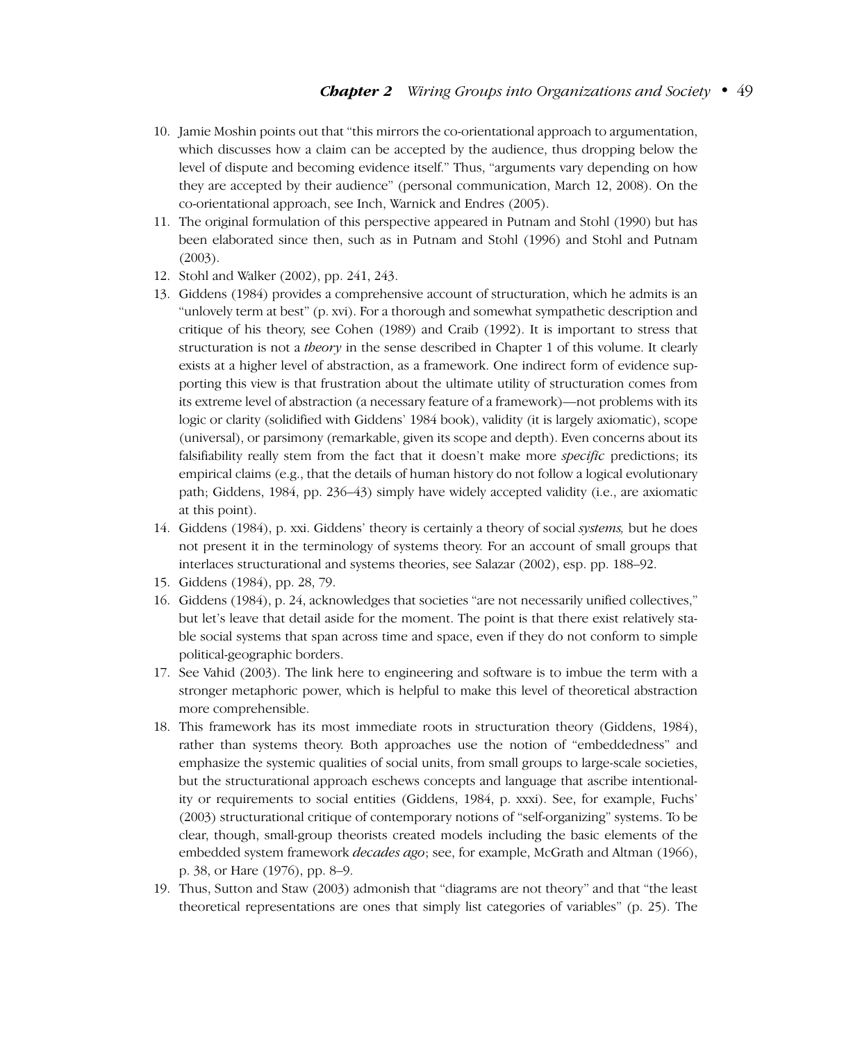10. Jamie Moshin points out that "this mirrors the co-orientational approach to argumentation, which discusses how a claim can be accepted by the audience, thus dropping below the level of dispute and becoming evidence itself." Thus, "arguments vary depending on how they are accepted by their audience" (personal communication, March 12, 2008). On the co-orientational approach, see Inch, Warnick and Endres (2005).
11. The original formulation of this perspective appeared in Putnam and Stohl (1990) but has been elaborated since then, such as in Putnam and Stohl (1996) and Stohl and Putnam (2003).
12. Stohl and Walker (2002), pp. 241, 243.
13. Giddens (1984) provides a comprehensive account of structuration, which he admits is an "unlovely term at best" (p. xvi). For a thorough and somewhat sympathetic description and critique of his theory, see Cohen (1989) and Craib (1992). It is important to stress that structuration is not a *theory* in the sense described in Chapter 1 of this volume. It clearly exists at a higher level of abstraction, as a framework. One indirect form of evidence supporting this view is that frustration about the ultimate utility of structuration comes from its extreme level of abstraction (a necessary feature of a framework)—not problems with its logic or clarity (solidified with Giddens' 1984 book), validity (it is largely axiomatic), scope (universal), or parsimony (remarkable, given its scope and depth). Even concerns about its falsifiability really stem from the fact that it doesn't make more *specific* predictions; its empirical claims (e.g., that the details of human history do not follow a logical evolutionary path; Giddens, 1984, pp. 236–43) simply have widely accepted validity (i.e., are axiomatic at this point).
14. Giddens (1984), p. xxi. Giddens' theory is certainly a theory of social *systems,* but he does not present it in the terminology of systems theory. For an account of small groups that interlaces structurational and systems theories, see Salazar (2002), esp. pp. 188–92.
15. Giddens (1984), pp. 28, 79.
16. Giddens (1984), p. 24, acknowledges that societies "are not necessarily unified collectives," but let's leave that detail aside for the moment. The point is that there exist relatively stable social systems that span across time and space, even if they do not conform to simple political-geographic borders.
17. See Vahid (2003). The link here to engineering and software is to imbue the term with a stronger metaphoric power, which is helpful to make this level of theoretical abstraction more comprehensible.
18. This framework has its most immediate roots in structuration theory (Giddens, 1984), rather than systems theory. Both approaches use the notion of "embeddedness" and emphasize the systemic qualities of social units, from small groups to large-scale societies, but the structurational approach eschews concepts and language that ascribe intentionality or requirements to social entities (Giddens, 1984, p. xxxi). See, for example, Fuchs' (2003) structurational critique of contemporary notions of "self-organizing" systems. To be clear, though, small-group theorists created models including the basic elements of the embedded system framework *decades ago*; see, for example, McGrath and Altman (1966), p. 38, or Hare (1976), pp. 8–9.
19. Thus, Sutton and Staw (2003) admonish that "diagrams are not theory" and that "the least theoretical representations are ones that simply list categories of variables" (p. 25). The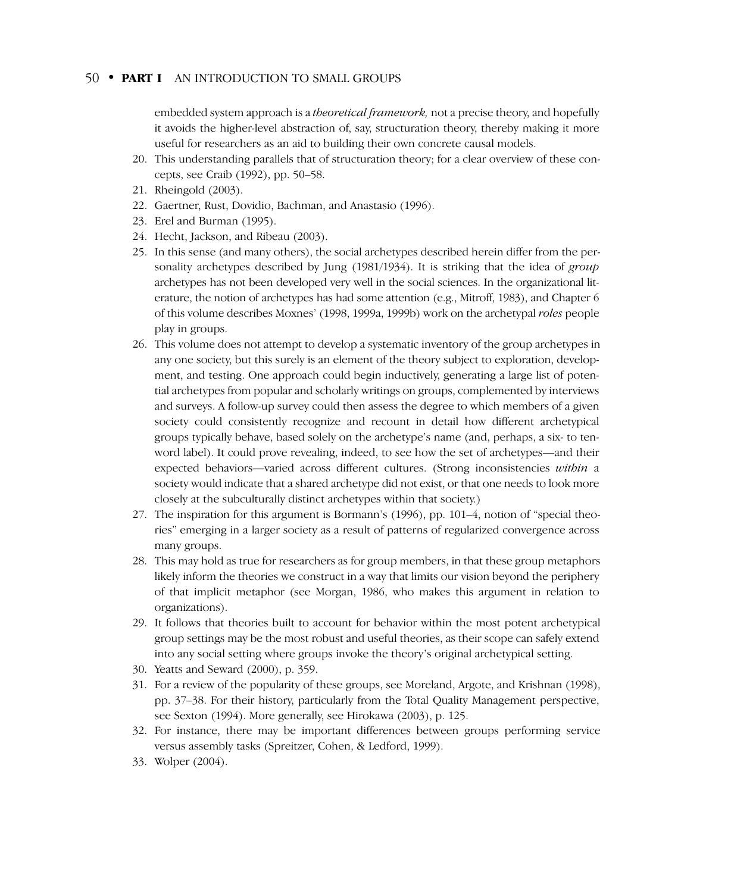embedded system approach is a *theoretical framework,* not a precise theory, and hopefully it avoids the higher-level abstraction of, say, structuration theory, thereby making it more useful for researchers as an aid to building their own concrete causal models.

20. This understanding parallels that of structuration theory; for a clear overview of these concepts, see Craib (1992), pp. 50–58.
21. Rheingold (2003).
22. Gaertner, Rust, Dovidio, Bachman, and Anastasio (1996).
23. Erel and Burman (1995).
24. Hecht, Jackson, and Ribeau (2003).
25. In this sense (and many others), the social archetypes described herein differ from the personality archetypes described by Jung (1981/1934). It is striking that the idea of *group* archetypes has not been developed very well in the social sciences. In the organizational literature, the notion of archetypes has had some attention (e.g., Mitroff, 1983), and Chapter 6 of this volume describes Moxnes' (1998, 1999a, 1999b) work on the archetypal *roles* people play in groups.
26. This volume does not attempt to develop a systematic inventory of the group archetypes in any one society, but this surely is an element of the theory subject to exploration, development, and testing. One approach could begin inductively, generating a large list of potential archetypes from popular and scholarly writings on groups, complemented by interviews and surveys. A follow-up survey could then assess the degree to which members of a given society could consistently recognize and recount in detail how different archetypical groups typically behave, based solely on the archetype's name (and, perhaps, a six- to ten-word label). It could prove revealing, indeed, to see how the set of archetypes—and their expected behaviors—varied across different cultures. (Strong inconsistencies *within* a society would indicate that a shared archetype did not exist, or that one needs to look more closely at the subculturally distinct archetypes within that society.)
27. The inspiration for this argument is Bormann's (1996), pp. 101–4, notion of "special theories" emerging in a larger society as a result of patterns of regularized convergence across many groups.
28. This may hold as true for researchers as for group members, in that these group metaphors likely inform the theories we construct in a way that limits our vision beyond the periphery of that implicit metaphor (see Morgan, 1986, who makes this argument in relation to organizations).
29. It follows that theories built to account for behavior within the most potent archetypical group settings may be the most robust and useful theories, as their scope can safely extend into any social setting where groups invoke the theory's original archetypical setting.
30. Yeatts and Seward (2000), p. 359.
31. For a review of the popularity of these groups, see Moreland, Argote, and Krishnan (1998), pp. 37–38. For their history, particularly from the Total Quality Management perspective, see Sexton (1994). More generally, see Hirokawa (2003), p. 125.
32. For instance, there may be important differences between groups performing service versus assembly tasks (Spreitzer, Cohen, & Ledford, 1999).
33. Wolper (2004).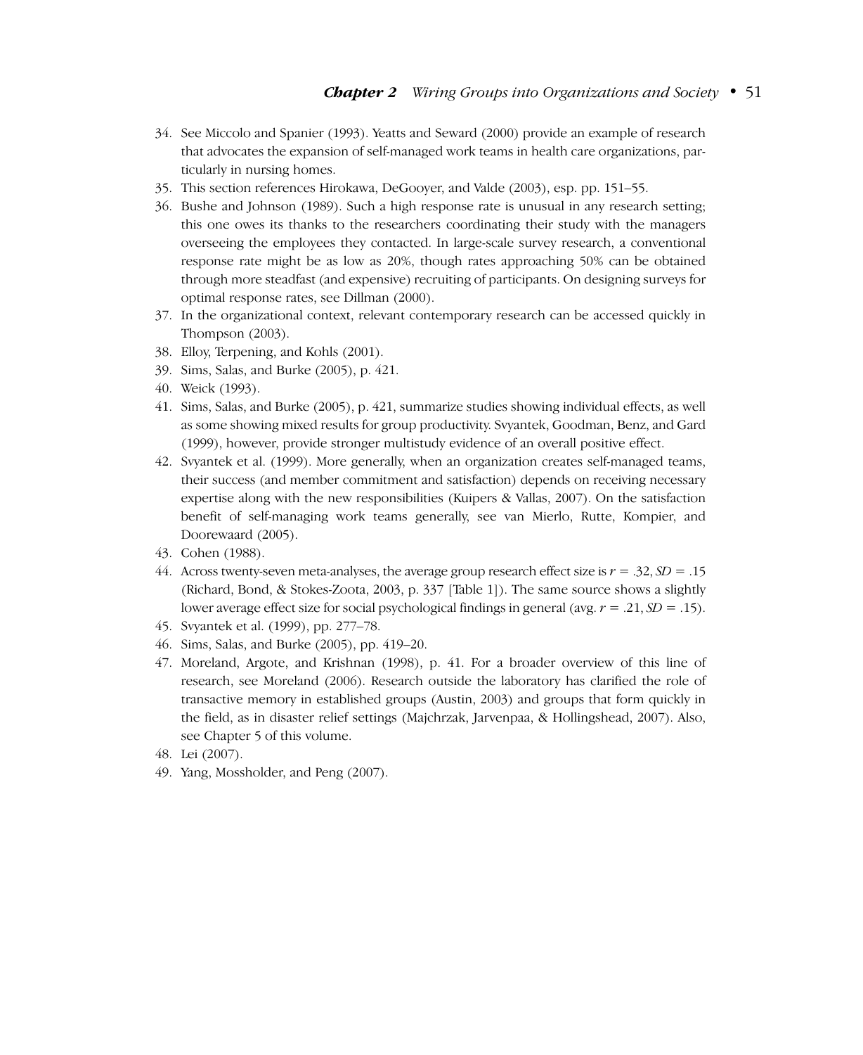34. See Miccolo and Spanier (1993). Yeatts and Seward (2000) provide an example of research that advocates the expansion of self-managed work teams in health care organizations, particularly in nursing homes.
35. This section references Hirokawa, DeGooyer, and Valde (2003), esp. pp. 151–55.
36. Bushe and Johnson (1989). Such a high response rate is unusual in any research setting; this one owes its thanks to the researchers coordinating their study with the managers overseeing the employees they contacted. In large-scale survey research, a conventional response rate might be as low as 20%, though rates approaching 50% can be obtained through more steadfast (and expensive) recruiting of participants. On designing surveys for optimal response rates, see Dillman (2000).
37. In the organizational context, relevant contemporary research can be accessed quickly in Thompson (2003).
38. Elloy, Terpening, and Kohls (2001).
39. Sims, Salas, and Burke (2005), p. 421.
40. Weick (1993).
41. Sims, Salas, and Burke (2005), p. 421, summarize studies showing individual effects, as well as some showing mixed results for group productivity. Svyantek, Goodman, Benz, and Gard (1999), however, provide stronger multistudy evidence of an overall positive effect.
42. Svyantek et al. (1999). More generally, when an organization creates self-managed teams, their success (and member commitment and satisfaction) depends on receiving necessary expertise along with the new responsibilities (Kuipers & Vallas, 2007). On the satisfaction benefit of self-managing work teams generally, see van Mierlo, Rutte, Kompier, and Doorewaard (2005).
43. Cohen (1988).
44. Across twenty-seven meta-analyses, the average group research effect size is $r = .32$, $SD = .15$ (Richard, Bond, & Stokes-Zoota, 2003, p. 337 [Table 1]). The same source shows a slightly lower average effect size for social psychological findings in general (avg. $r = .21$, $SD = .15$).
45. Svyantek et al. (1999), pp. 277–78.
46. Sims, Salas, and Burke (2005), pp. 419–20.
47. Moreland, Argote, and Krishnan (1998), p. 41. For a broader overview of this line of research, see Moreland (2006). Research outside the laboratory has clarified the role of transactive memory in established groups (Austin, 2003) and groups that form quickly in the field, as in disaster relief settings (Majchrzak, Jarvenpaa, & Hollingshead, 2007). Also, see Chapter 5 of this volume.
48. Lei (2007).
49. Yang, Mossholder, and Peng (2007).